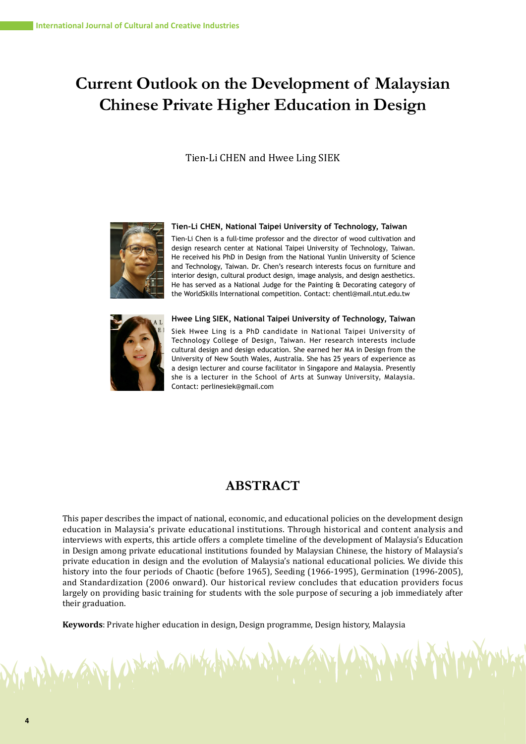# Current Outlook on the Development of Malaysian Chinese Private Higher Education in Design

Tien-Li CHEN and Hwee Ling SIEK

**Tien-Li CHEN, National Taipei University of Technology, Taiwan**

Tien-Li Chen is a full-time professor and the director of wood cultivation and design research center at National Taipei University of Technology, Taiwan. He received his PhD in Design from the National Yunlin University of Science and Technology, Taiwan. Dr. Chen's research interests focus on furniture and interior design, cultural product design, image analysis, and design aesthetics. He has served as a National Judge for the Painting & Decorating category of the WorldSkills International competition. Contact: chentl@mail.ntut.edu.tw

**Hwee Ling SIEK, National Taipei University of Technology, Taiwan**

Siek Hwee Ling is a PhD candidate in National Taipei University of Technology College of Design, Taiwan. Her research interests include cultural design and design education. She earned her MA in Design from the University of New South Wales, Australia. She has 25 years of experience as a design lecturer and course facilitator in Singapore and Malaysia. Presently she is a lecturer in the School of Arts at Sunway University, Malaysia. Contact: perlinesiek@gmail.com

## ABSTRACT

This paper describes the impact of national, economic, and educational policies on the development design education in Malaysia's private educational institutions. Through historical and content analysis and interviews with experts, this article offers a complete timeline of the development of Malaysia's Education in Design among private educational institutions founded by Malaysian Chinese, the history of Malaysia's private education in design and the evolution of Malaysia's national educational policies. We divide this history into the four periods of Chaotic (before 1965), Seeding (1966-1995), Germination (1996-2005), and Standardization (2006 onward). Our historical review concludes that education providers focus largely on providing basic training for students with the sole purpose of securing a job immediately after their graduation.

**Keywords**: Private higher education in design, Design programme, Design history, Malaysia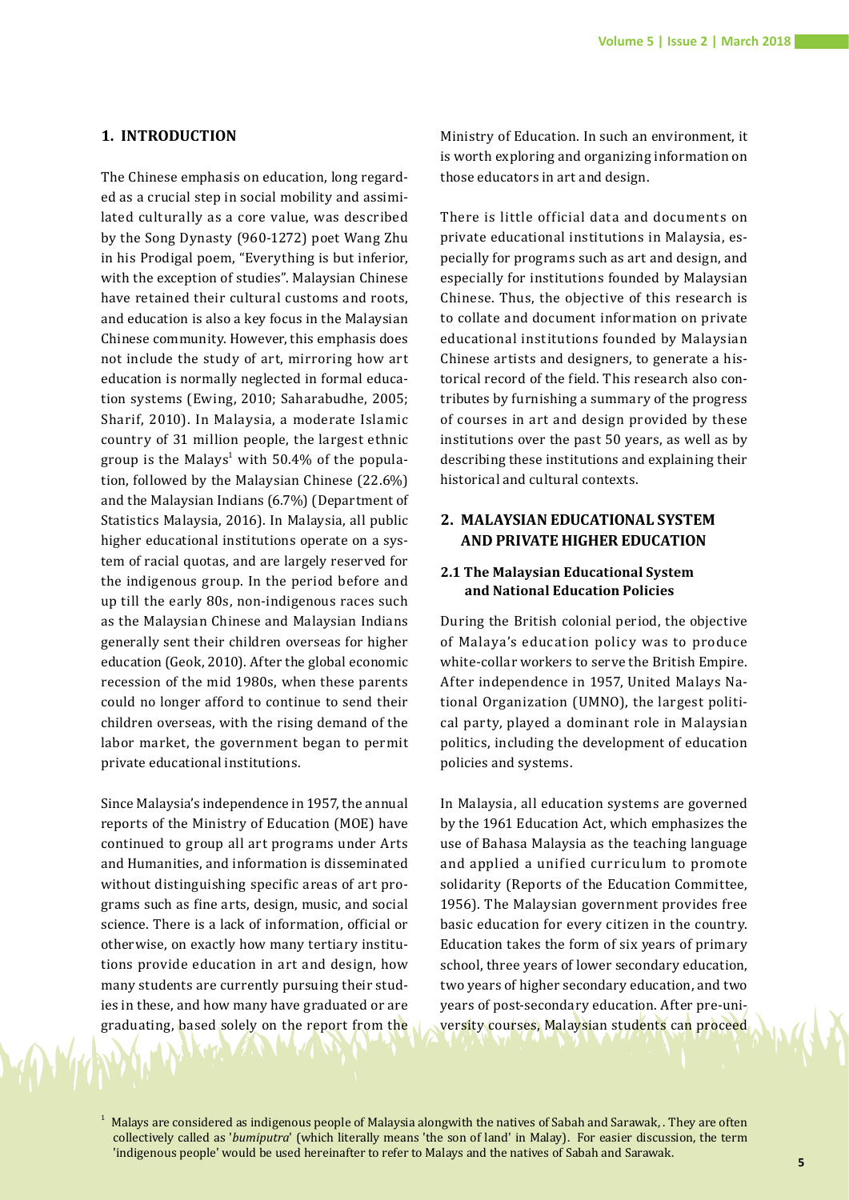## 1. INTRODUCTION

The Chinese emphasis on education, long regarded as a crucial step in social mobility and assimilated culturally as a core value, was described by the Song Dynasty (960-1272) poet Wang Zhu in his Prodigal poem, "Everything is but inferior, with the exception of studies". Malaysian Chinese have retained their cultural customs and roots, and education is also a key focus in the Malaysian Chinese community. However, this emphasis does not include the study of art, mirroring how art education is normally neglected in formal education systems (Ewing, 2010; Saharabudhe, 2005; Sharif, 2010). In Malaysia, a moderate Islamic country of 31 million people, the largest ethnic group is the Malays[1] with 50.4% of the population, followed by the Malaysian Chinese (22.6%) and the Malaysian Indians (6.7%) (Department of Statistics Malaysia, 2016). In Malaysia, all public higher educational institutions operate on a system of racial quotas, and are largely reserved for the indigenous group. In the period before and up till the early 80s, non-indigenous races such as the Malaysian Chinese and Malaysian Indians generally sent their children overseas for higher education (Geok, 2010). After the global economic recession of the mid 1980s, when these parents could no longer afford to continue to send their children overseas, with the rising demand of the labor market, the government began to permit private educational institutions.

Since Malaysia's independence in 1957, the annual reports of the Ministry of Education (MOE) have continued to group all art programs under Arts and Humanities, and information is disseminated without distinguishing specific areas of art programs such as fine arts, design, music, and social science. There is a lack of information, official or otherwise, on exactly how many tertiary institutions provide education in art and design, how many students are currently pursuing their studies in these, and how many have graduated or are graduating, based solely on the report from the Ministry of Education. In such an environment, it is worth exploring and organizing information on those educators in art and design.

There is little official data and documents on private educational institutions in Malaysia, especially for programs such as art and design, and especially for institutions founded by Malaysian Chinese. Thus, the objective of this research is to collate and document information on private educational institutions founded by Malaysian Chinese artists and designers, to generate a historical record of the field. This research also contributes by furnishing a summary of the progress of courses in art and design provided by these institutions over the past 50 years, as well as by describing these institutions and explaining their historical and cultural contexts.

## 2. MALAYSIAN EDUCATIONAL SYSTEM AND PRIVATE HIGHER EDUCATION

### 2.1 The Malaysian Educational System and National Education Policies

During the British colonial period, the objective of Malaya's education policy was to produce white-collar workers to serve the British Empire. After independence in 1957, United Malays National Organization (UMNO), the largest political party, played a dominant role in Malaysian politics, including the development of education policies and systems.

In Malaysia, all education systems are governed by the 1961 Education Act, which emphasizes the use of Bahasa Malaysia as the teaching language and applied a unified curriculum to promote solidarity (Reports of the Education Committee, 1956). The Malaysian government provides free basic education for every citizen in the country. Education takes the form of six years of primary school, three years of lower secondary education, two years of higher secondary education, and two years of post-secondary education. After pre-university courses, Malaysian students can proceed

[1] Malays are considered as indigenous people of Malaysia alongwith the natives of Sabah and Sarawak, . They are often collectively called as '*bumiputra*' (which literally means 'the son of land' in Malay). For easier discussion, the term 'indigenous people' would be used hereinafter to refer to Malays and the natives of Sabah and Sarawak.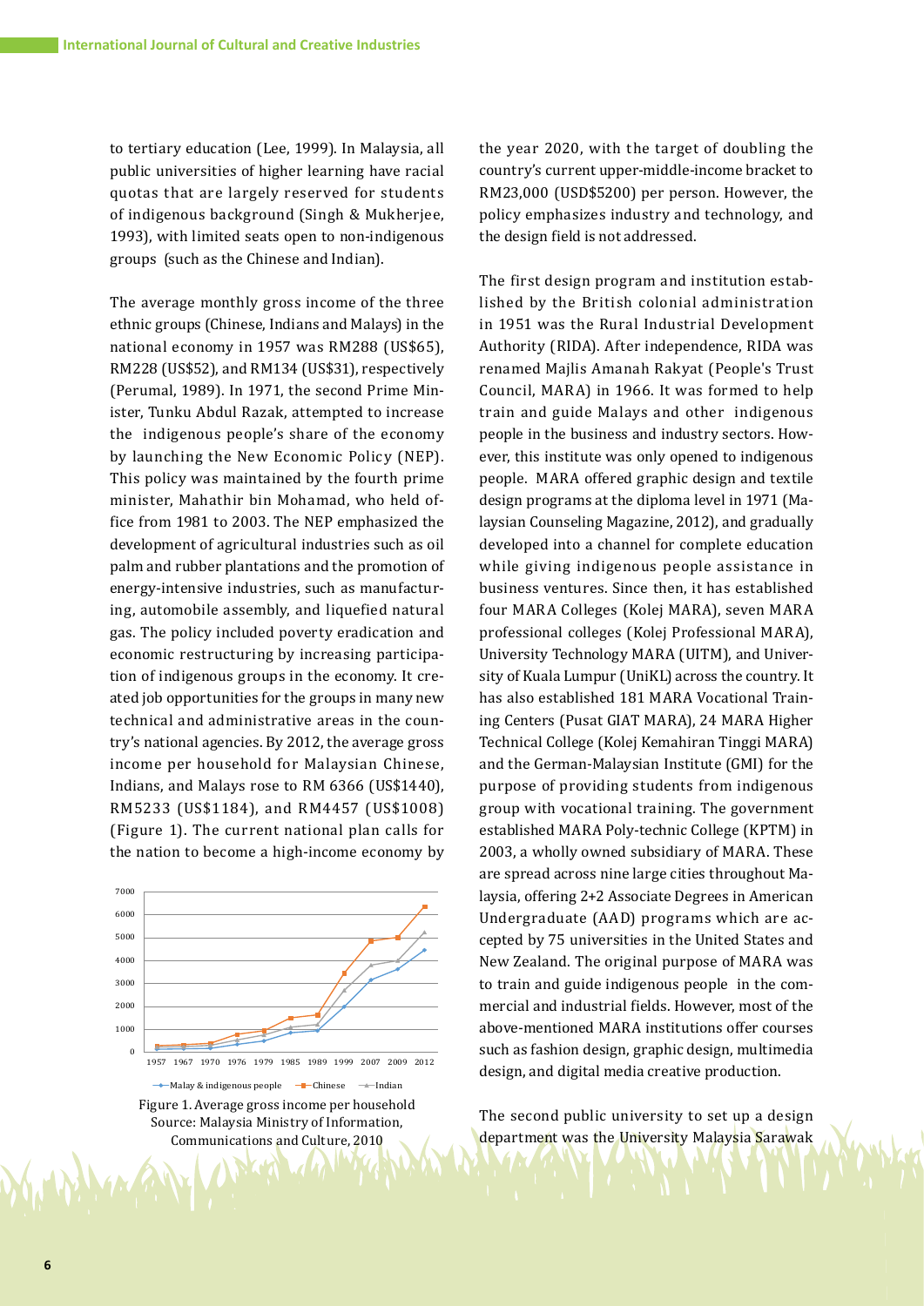to tertiary education (Lee, 1999). In Malaysia, all public universities of higher learning have racial quotas that are largely reserved for students of indigenous background (Singh & Mukherjee, 1993), with limited seats open to non-indigenous groups (such as the Chinese and Indian).

The average monthly gross income of the three ethnic groups (Chinese, Indians and Malays) in the national economy in 1957 was RM288 (US$65), RM228 (US$52), and RM134 (US$31), respectively (Perumal, 1989). In 1971, the second Prime Minister, Tunku Abdul Razak, attempted to increase the indigenous people's share of the economy by launching the New Economic Policy (NEP). This policy was maintained by the fourth prime minister, Mahathir bin Mohamad, who held office from 1981 to 2003. The NEP emphasized the development of agricultural industries such as oil palm and rubber plantations and the promotion of energy-intensive industries, such as manufacturing, automobile assembly, and liquefied natural gas. The policy included poverty eradication and economic restructuring by increasing participation of indigenous groups in the economy. It created job opportunities for the groups in many new technical and administrative areas in the country's national agencies. By 2012, the average gross income per household for Malaysian Chinese, Indians, and Malays rose to RM 6366 (US$1440), RM5233 (US$1184), and RM4457 (US$1008) (Figure 1). The current national plan calls for the nation to become a high-income economy by the year 2020, with the target of doubling the country's current upper-middle-income bracket to RM23,000 (USD$5200) per person. However, the policy emphasizes industry and technology, and the design field is not addressed.

Figure 1. Average gross income per household
Source: Malaysia Ministry of Information, Communications and Culture, 2010

The first design program and institution established by the British colonial administration in 1951 was the Rural Industrial Development Authority (RIDA). After independence, RIDA was renamed Majlis Amanah Rakyat (People's Trust Council, MARA) in 1966. It was formed to help train and guide Malays and other indigenous people in the business and industry sectors. However, this institute was only opened to indigenous people. MARA offered graphic design and textile design programs at the diploma level in 1971 (Malaysian Counseling Magazine, 2012), and gradually developed into a channel for complete education while giving indigenous people assistance in business ventures. Since then, it has established four MARA Colleges (Kolej MARA), seven MARA professional colleges (Kolej Professional MARA), University Technology MARA (UITM), and University of Kuala Lumpur (UniKL) across the country. It has also established 181 MARA Vocational Training Centers (Pusat GIAT MARA), 24 MARA Higher Technical College (Kolej Kemahiran Tinggi MARA) and the German-Malaysian Institute (GMI) for the purpose of providing students from indigenous group with vocational training. The government established MARA Poly-technic College (KPTM) in 2003, a wholly owned subsidiary of MARA. These are spread across nine large cities throughout Malaysia, offering 2+2 Associate Degrees in American Undergraduate (AAD) programs which are accepted by 75 universities in the United States and New Zealand. The original purpose of MARA was to train and guide indigenous people in the commercial and industrial fields. However, most of the above-mentioned MARA institutions offer courses such as fashion design, graphic design, multimedia design, and digital media creative production.

The second public university to set up a design department was the University Malaysia Sarawak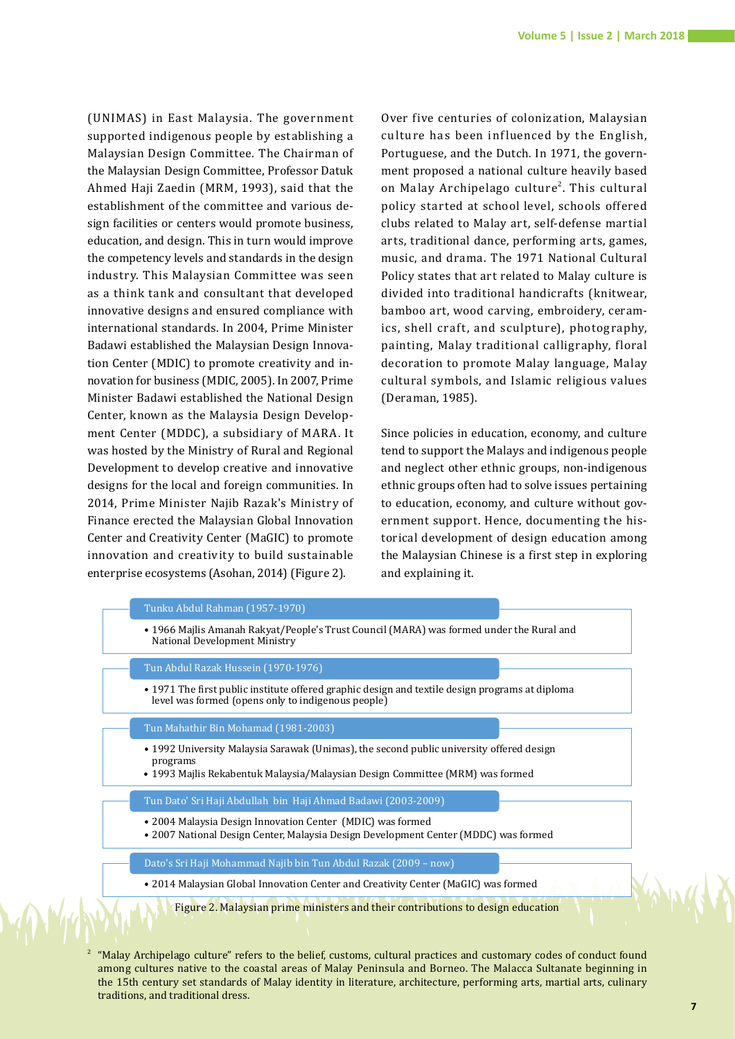(UNIMAS) in East Malaysia. The government supported indigenous people by establishing a Malaysian Design Committee. The Chairman of the Malaysian Design Committee, Professor Datuk Ahmed Haji Zaedin (MRM, 1993), said that the establishment of the committee and various design facilities or centers would promote business, education, and design. This in turn would improve the competency levels and standards in the design industry. This Malaysian Committee was seen as a think tank and consultant that developed innovative designs and ensured compliance with international standards. In 2004, Prime Minister Badawi established the Malaysian Design Innovation Center (MDIC) to promote creativity and innovation for business (MDIC, 2005). In 2007, Prime Minister Badawi established the National Design Center, known as the Malaysia Design Development Center (MDDC), a subsidiary of MARA. It was hosted by the Ministry of Rural and Regional Development to develop creative and innovative designs for the local and foreign communities. In 2014, Prime Minister Najib Razak's Ministry of Finance erected the Malaysian Global Innovation Center and Creativity Center (MaGIC) to promote innovation and creativity to build sustainable enterprise ecosystems (Asohan, 2014) (Figure 2).

Over five centuries of colonization, Malaysian culture has been influenced by the English, Portuguese, and the Dutch. In 1971, the government proposed a national culture heavily based on Malay Archipelago culture[2]. This cultural policy started at school level, schools offered clubs related to Malay art, self-defense martial arts, traditional dance, performing arts, games, music, and drama. The 1971 National Cultural Policy states that art related to Malay culture is divided into traditional handicrafts (knitwear, bamboo art, wood carving, embroidery, ceramics, shell craft, and sculpture), photography, painting, Malay traditional calligraphy, floral decoration to promote Malay language, Malay cultural symbols, and Islamic religious values (Deraman, 1985).

Since policies in education, economy, and culture tend to support the Malays and indigenous people and neglect other ethnic groups, non-indigenous ethnic groups often had to solve issues pertaining to education, economy, and culture without government support. Hence, documenting the historical development of design education among the Malaysian Chinese is a first step in exploring and explaining it.

**Tunku Abdul Rahman (1957-1970)**

- 1966 Majlis Amanah Rakyat/People's Trust Council (MARA) was formed under the Rural and National Development Ministry

**Tun Abdul Razak Hussein (1970-1976)**

- 1971 The first public institute offered graphic design and textile design programs at diploma level was formed (opens only to indigenous people)

**Tun Mahathir Bin Mohamad (1981-2003)**

- 1992 University Malaysia Sarawak (Unimas), the second public university offered design programs
- 1993 Majlis Rekabentuk Malaysia/Malaysian Design Committee (MRM) was formed

**Tun Dato' Sri Haji Abdullah bin Haji Ahmad Badawi (2003-2009)**

- 2004 Malaysia Design Innovation Center (MDIC) was formed
- 2007 National Design Center, Malaysia Design Development Center (MDDC) was formed

**Dato's Sri Haji Mohammad Najib bin Tun Abdul Razak (2009 – now)**

- 2014 Malaysian Global Innovation Center and Creativity Center (MaGIC) was formed

Figure 2. Malaysian prime ministers and their contributions to design education

[2] "Malay Archipelago culture" refers to the belief, customs, cultural practices and customary codes of conduct found among cultures native to the coastal areas of Malay Peninsula and Borneo. The Malacca Sultanate beginning in the 15th century set standards of Malay identity in literature, architecture, performing arts, martial arts, culinary traditions, and traditional dress.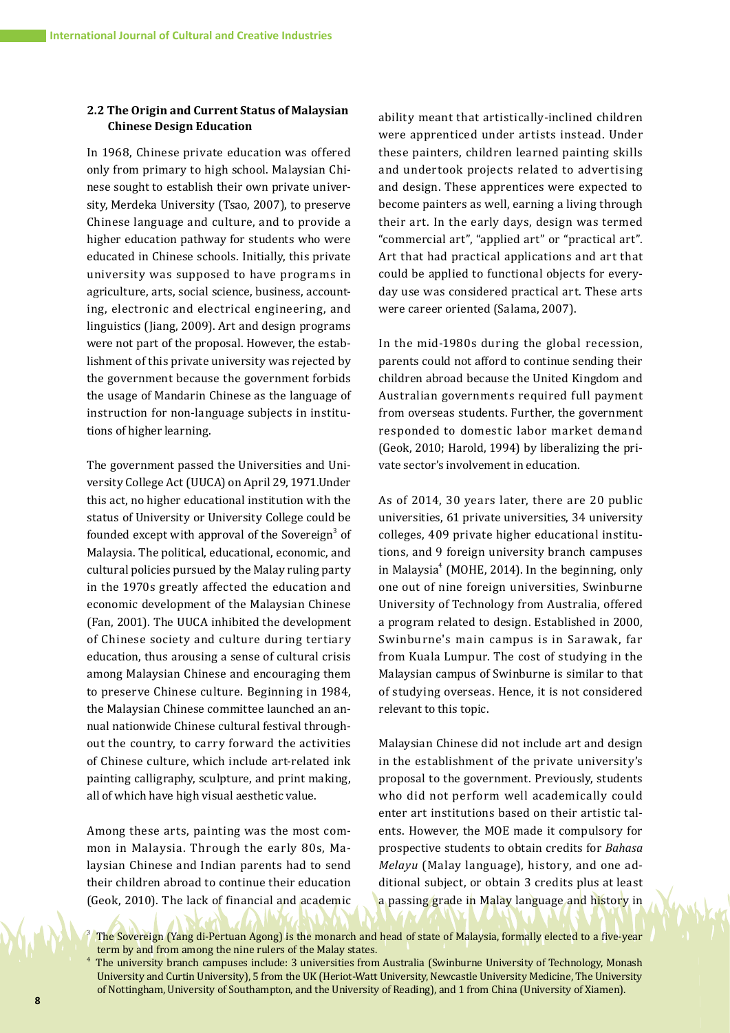### 2.2 The Origin and Current Status of Malaysian Chinese Design Education

In 1968, Chinese private education was offered only from primary to high school. Malaysian Chinese sought to establish their own private university, Merdeka University (Tsao, 2007), to preserve Chinese language and culture, and to provide a higher education pathway for students who were educated in Chinese schools. Initially, this private university was supposed to have programs in agriculture, arts, social science, business, accounting, electronic and electrical engineering, and linguistics (Jiang, 2009). Art and design programs were not part of the proposal. However, the establishment of this private university was rejected by the government because the government forbids the usage of Mandarin Chinese as the language of instruction for non-language subjects in institutions of higher learning.

The government passed the Universities and University College Act (UUCA) on April 29, 1971.Under this act, no higher educational institution with the status of University or University College could be founded except with approval of the Sovereign[3] of Malaysia. The political, educational, economic, and cultural policies pursued by the Malay ruling party in the 1970s greatly affected the education and economic development of the Malaysian Chinese (Fan, 2001). The UUCA inhibited the development of Chinese society and culture during tertiary education, thus arousing a sense of cultural crisis among Malaysian Chinese and encouraging them to preserve Chinese culture. Beginning in 1984, the Malaysian Chinese committee launched an annual nationwide Chinese cultural festival throughout the country, to carry forward the activities of Chinese culture, which include art-related ink painting calligraphy, sculpture, and print making, all of which have high visual aesthetic value.

Among these arts, painting was the most common in Malaysia. Through the early 80s, Malaysian Chinese and Indian parents had to send their children abroad to continue their education (Geok, 2010). The lack of financial and academic ability meant that artistically-inclined children were apprenticed under artists instead. Under these painters, children learned painting skills and undertook projects related to advertising and design. These apprentices were expected to become painters as well, earning a living through their art. In the early days, design was termed "commercial art", "applied art" or "practical art". Art that had practical applications and art that could be applied to functional objects for everyday use was considered practical art. These arts were career oriented (Salama, 2007).

In the mid-1980s during the global recession, parents could not afford to continue sending their children abroad because the United Kingdom and Australian governments required full payment from overseas students. Further, the government responded to domestic labor market demand (Geok, 2010; Harold, 1994) by liberalizing the private sector's involvement in education.

As of 2014, 30 years later, there are 20 public universities, 61 private universities, 34 university colleges, 409 private higher educational institutions, and 9 foreign university branch campuses in Malaysia[4] (MOHE, 2014). In the beginning, only one out of nine foreign universities, Swinburne University of Technology from Australia, offered a program related to design. Established in 2000, Swinburne's main campus is in Sarawak, far from Kuala Lumpur. The cost of studying in the Malaysian campus of Swinburne is similar to that of studying overseas. Hence, it is not considered relevant to this topic.

Malaysian Chinese did not include art and design in the establishment of the private university's proposal to the government. Previously, students who did not perform well academically could enter art institutions based on their artistic talents. However, the MOE made it compulsory for prospective students to obtain credits for *Bahasa Melayu* (Malay language), history, and one additional subject, or obtain 3 credits plus at least a passing grade in Malay language and history in

[3] The Sovereign (Yang di-Pertuan Agong) is the monarch and head of state of Malaysia, formally elected to a five-year term by and from among the nine rulers of the Malay states.

[4] The university branch campuses include: 3 universities from Australia (Swinburne University of Technology, Monash University and Curtin University), 5 from the UK (Heriot-Watt University, Newcastle University Medicine, The University of Nottingham, University of Southampton, and the University of Reading), and 1 from China (University of Xiamen).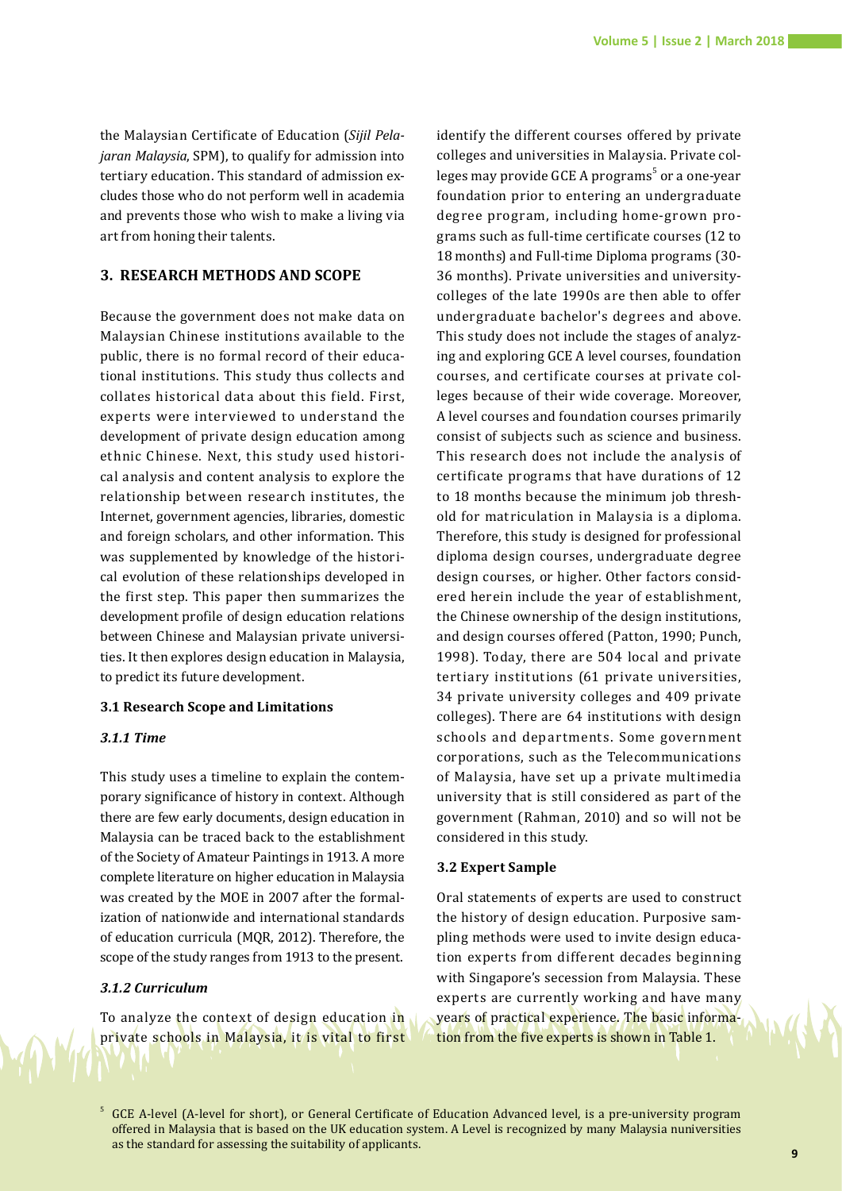the Malaysian Certificate of Education (*Sijil Pelajaran Malaysia*, SPM), to qualify for admission into tertiary education. This standard of admission excludes those who do not perform well in academia and prevents those who wish to make a living via art from honing their talents.

## 3. RESEARCH METHODS AND SCOPE

Because the government does not make data on Malaysian Chinese institutions available to the public, there is no formal record of their educational institutions. This study thus collects and collates historical data about this field. First, experts were interviewed to understand the development of private design education among ethnic Chinese. Next, this study used historical analysis and content analysis to explore the relationship between research institutes, the Internet, government agencies, libraries, domestic and foreign scholars, and other information. This was supplemented by knowledge of the historical evolution of these relationships developed in the first step. This paper then summarizes the development profile of design education relations between Chinese and Malaysian private universities. It then explores design education in Malaysia, to predict its future development.

### 3.1 Research Scope and Limitations

#### *3.1.1 Time*

This study uses a timeline to explain the contemporary significance of history in context. Although there are few early documents, design education in Malaysia can be traced back to the establishment of the Society of Amateur Paintings in 1913. A more complete literature on higher education in Malaysia was created by the MOE in 2007 after the formalization of nationwide and international standards of education curricula (MQR, 2012). Therefore, the scope of the study ranges from 1913 to the present.

#### *3.1.2 Curriculum*

To analyze the context of design education in private schools in Malaysia, it is vital to first identify the different courses offered by private colleges and universities in Malaysia. Private colleges may provide GCE A programs[5] or a one-year foundation prior to entering an undergraduate degree program, including home-grown programs such as full-time certificate courses (12 to 18 months) and Full-time Diploma programs (30-36 months). Private universities and university-colleges of the late 1990s are then able to offer undergraduate bachelor's degrees and above. This study does not include the stages of analyzing and exploring GCE A level courses, foundation courses, and certificate courses at private colleges because of their wide coverage. Moreover, A level courses and foundation courses primarily consist of subjects such as science and business. This research does not include the analysis of certificate programs that have durations of 12 to 18 months because the minimum job threshold for matriculation in Malaysia is a diploma. Therefore, this study is designed for professional diploma design courses, undergraduate degree design courses, or higher. Other factors considered herein include the year of establishment, the Chinese ownership of the design institutions, and design courses offered (Patton, 1990; Punch, 1998). Today, there are 504 local and private tertiary institutions (61 private universities, 34 private university colleges and 409 private colleges). There are 64 institutions with design schools and departments. Some government corporations, such as the Telecommunications of Malaysia, have set up a private multimedia university that is still considered as part of the government (Rahman, 2010) and so will not be considered in this study.

### 3.2 Expert Sample

Oral statements of experts are used to construct the history of design education. Purposive sampling methods were used to invite design education experts from different decades beginning with Singapore's secession from Malaysia. These experts are currently working and have many years of practical experience. The basic information from the five experts is shown in Table 1.

---

[5] GCE A-level (A-level for short), or General Certificate of Education Advanced level, is a pre-university program offered in Malaysia that is based on the UK education system. A Level is recognized by many Malaysia nuniversities as the standard for assessing the suitability of applicants.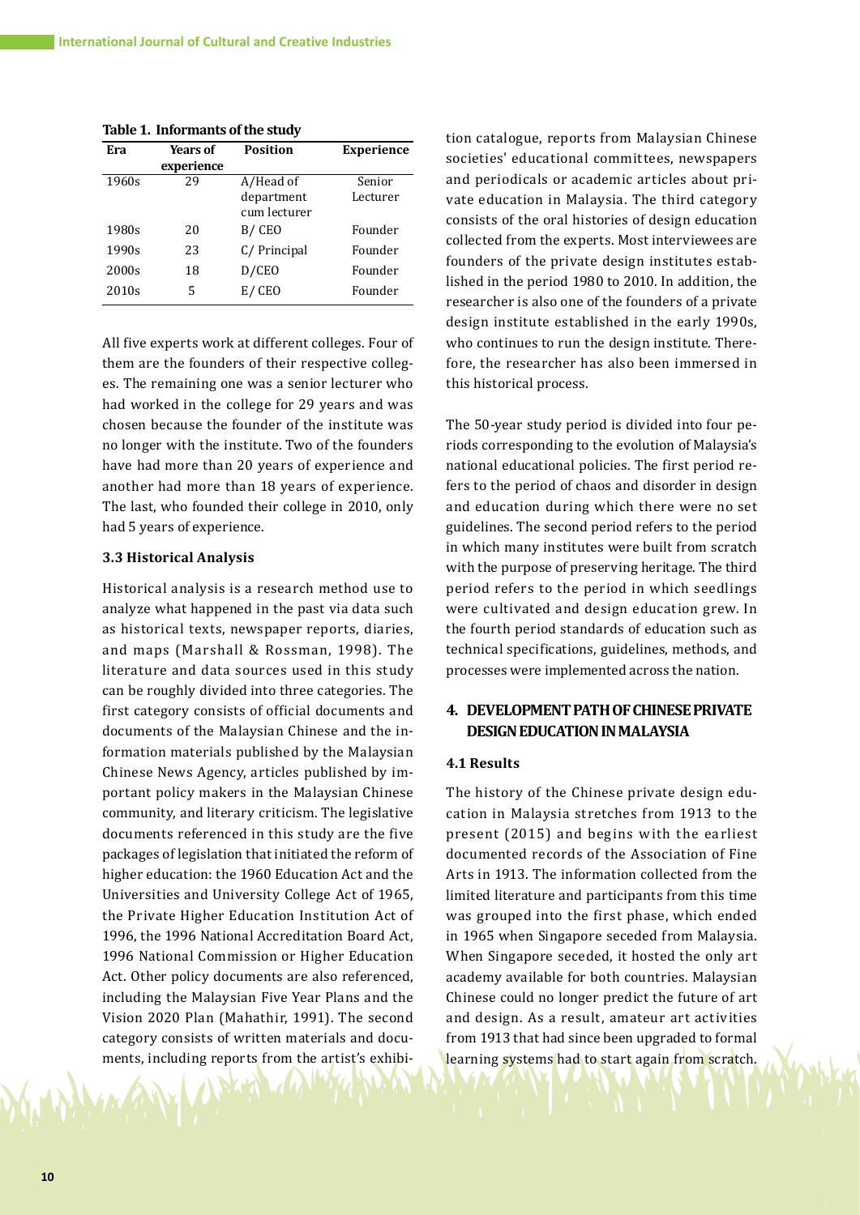**Table 1. Informants of the study**

| Era | Years of experience | Position | Experience |
|---|---|---|---|
| 1960s | 29 | A/Head of department cum lecturer | Senior Lecturer |
| 1980s | 20 | B/ CEO | Founder |
| 1990s | 23 | C/ Principal | Founder |
| 2000s | 18 | D/CEO | Founder |
| 2010s | 5 | E/ CEO | Founder |

All five experts work at different colleges. Four of them are the founders of their respective colleges. The remaining one was a senior lecturer who had worked in the college for 29 years and was chosen because the founder of the institute was no longer with the institute. Two of the founders have had more than 20 years of experience and another had more than 18 years of experience. The last, who founded their college in 2010, only had 5 years of experience.

### 3.3 Historical Analysis

Historical analysis is a research method use to analyze what happened in the past via data such as historical texts, newspaper reports, diaries, and maps (Marshall & Rossman, 1998). The literature and data sources used in this study can be roughly divided into three categories. The first category consists of official documents and documents of the Malaysian Chinese and the information materials published by the Malaysian Chinese News Agency, articles published by important policy makers in the Malaysian Chinese community, and literary criticism. The legislative documents referenced in this study are the five packages of legislation that initiated the reform of higher education: the 1960 Education Act and the Universities and University College Act of 1965, the Private Higher Education Institution Act of 1996, the 1996 National Accreditation Board Act, 1996 National Commission or Higher Education Act. Other policy documents are also referenced, including the Malaysian Five Year Plans and the Vision 2020 Plan (Mahathir, 1991). The second category consists of written materials and documents, including reports from the artist's exhibition catalogue, reports from Malaysian Chinese societies' educational committees, newspapers and periodicals or academic articles about private education in Malaysia. The third category consists of the oral histories of design education collected from the experts. Most interviewees are founders of the private design institutes established in the period 1980 to 2010. In addition, the researcher is also one of the founders of a private design institute established in the early 1990s, who continues to run the design institute. Therefore, the researcher has also been immersed in this historical process.

The 50-year study period is divided into four periods corresponding to the evolution of Malaysia's national educational policies. The first period refers to the period of chaos and disorder in design and education during which there were no set guidelines. The second period refers to the period in which many institutes were built from scratch with the purpose of preserving heritage. The third period refers to the period in which seedlings were cultivated and design education grew. In the fourth period standards of education such as technical specifications, guidelines, methods, and processes were implemented across the nation.

## 4. DEVELOPMENT PATH OF CHINESE PRIVATE DESIGN EDUCATION IN MALAYSIA

### 4.1 Results

The history of the Chinese private design education in Malaysia stretches from 1913 to the present (2015) and begins with the earliest documented records of the Association of Fine Arts in 1913. The information collected from the limited literature and participants from this time was grouped into the first phase, which ended in 1965 when Singapore seceded from Malaysia. When Singapore seceded, it hosted the only art academy available for both countries. Malaysian Chinese could no longer predict the future of art and design. As a result, amateur art activities from 1913 that had since been upgraded to formal learning systems had to start again from scratch.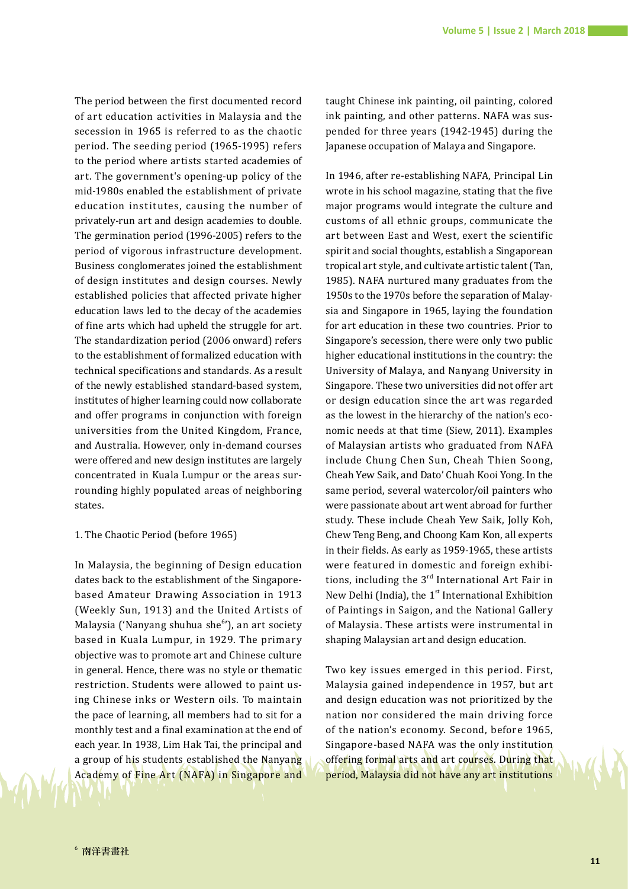The period between the first documented record of art education activities in Malaysia and the secession in 1965 is referred to as the chaotic period. The seeding period (1965-1995) refers to the period where artists started academies of art. The government's opening-up policy of the mid-1980s enabled the establishment of private education institutes, causing the number of privately-run art and design academies to double. The germination period (1996-2005) refers to the period of vigorous infrastructure development. Business conglomerates joined the establishment of design institutes and design courses. Newly established policies that affected private higher education laws led to the decay of the academies of fine arts which had upheld the struggle for art. The standardization period (2006 onward) refers to the establishment of formalized education with technical specifications and standards. As a result of the newly established standard-based system, institutes of higher learning could now collaborate and offer programs in conjunction with foreign universities from the United Kingdom, France, and Australia. However, only in-demand courses were offered and new design institutes are largely concentrated in Kuala Lumpur or the areas surrounding highly populated areas of neighboring states.

1. The Chaotic Period (before 1965)

In Malaysia, the beginning of Design education dates back to the establishment of the Singapore-based Amateur Drawing Association in 1913 (Weekly Sun, 1913) and the United Artists of Malaysia ('Nanyang shuhua she[6]'), an art society based in Kuala Lumpur, in 1929. The primary objective was to promote art and Chinese culture in general. Hence, there was no style or thematic restriction. Students were allowed to paint using Chinese inks or Western oils. To maintain the pace of learning, all members had to sit for a monthly test and a final examination at the end of each year. In 1938, Lim Hak Tai, the principal and a group of his students established the Nanyang Academy of Fine Art (NAFA) in Singapore and taught Chinese ink painting, oil painting, colored ink painting, and other patterns. NAFA was suspended for three years (1942-1945) during the Japanese occupation of Malaya and Singapore.

In 1946, after re-establishing NAFA, Principal Lin wrote in his school magazine, stating that the five major programs would integrate the culture and customs of all ethnic groups, communicate the art between East and West, exert the scientific spirit and social thoughts, establish a Singaporean tropical art style, and cultivate artistic talent (Tan, 1985). NAFA nurtured many graduates from the 1950s to the 1970s before the separation of Malaysia and Singapore in 1965, laying the foundation for art education in these two countries. Prior to Singapore's secession, there were only two public higher educational institutions in the country: the University of Malaya, and Nanyang University in Singapore. These two universities did not offer art or design education since the art was regarded as the lowest in the hierarchy of the nation's economic needs at that time (Siew, 2011). Examples of Malaysian artists who graduated from NAFA include Chung Chen Sun, Cheah Thien Soong, Cheah Yew Saik, and Dato' Chuah Kooi Yong. In the same period, several watercolor/oil painters who were passionate about art went abroad for further study. These include Cheah Yew Saik, Jolly Koh, Chew Teng Beng, and Choong Kam Kon, all experts in their fields. As early as 1959-1965, these artists were featured in domestic and foreign exhibitions, including the 3rd International Art Fair in New Delhi (India), the 1st International Exhibition of Paintings in Saigon, and the National Gallery of Malaysia. These artists were instrumental in shaping Malaysian art and design education.

Two key issues emerged in this period. First, Malaysia gained independence in 1957, but art and design education was not prioritized by the nation nor considered the main driving force of the nation's economy. Second, before 1965, Singapore-based NAFA was the only institution offering formal arts and art courses. During that period, Malaysia did not have any art institutions

[6] 南洋書畫社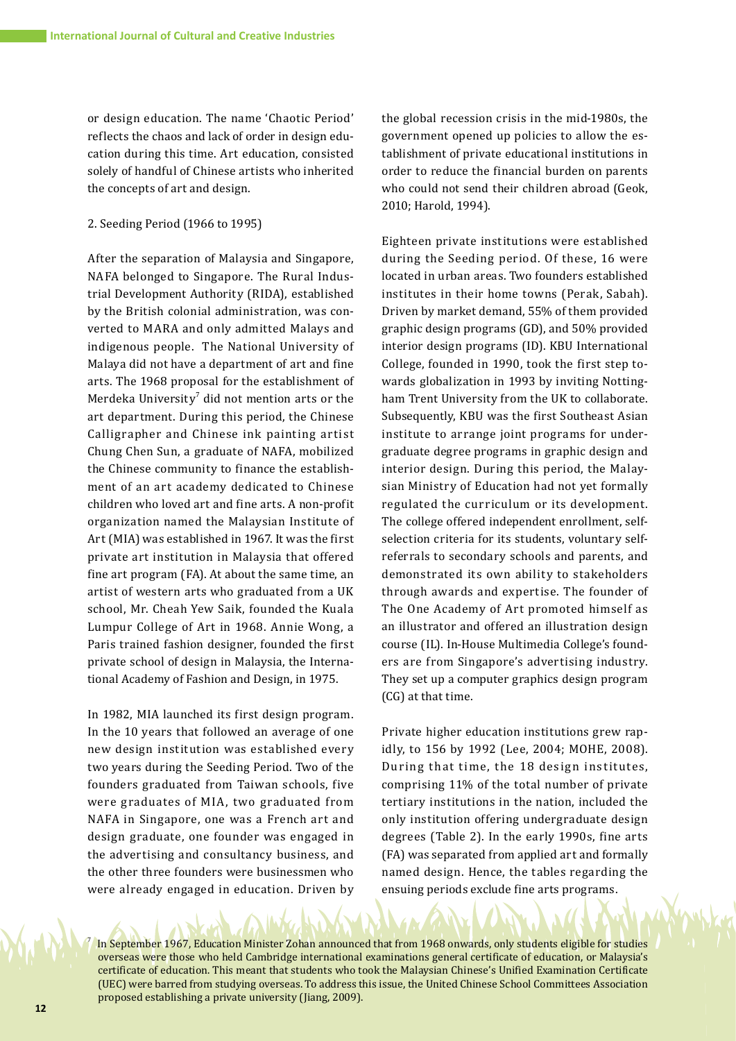or design education. The name 'Chaotic Period' reflects the chaos and lack of order in design education during this time. Art education, consisted solely of handful of Chinese artists who inherited the concepts of art and design.

2. Seeding Period (1966 to 1995)

After the separation of Malaysia and Singapore, NAFA belonged to Singapore. The Rural Industrial Development Authority (RIDA), established by the British colonial administration, was converted to MARA and only admitted Malays and indigenous people. The National University of Malaya did not have a department of art and fine arts. The 1968 proposal for the establishment of Merdeka University[7] did not mention arts or the art department. During this period, the Chinese Calligrapher and Chinese ink painting artist Chung Chen Sun, a graduate of NAFA, mobilized the Chinese community to finance the establishment of an art academy dedicated to Chinese children who loved art and fine arts. A non-profit organization named the Malaysian Institute of Art (MIA) was established in 1967. It was the first private art institution in Malaysia that offered fine art program (FA). At about the same time, an artist of western arts who graduated from a UK school, Mr. Cheah Yew Saik, founded the Kuala Lumpur College of Art in 1968. Annie Wong, a Paris trained fashion designer, founded the first private school of design in Malaysia, the International Academy of Fashion and Design, in 1975.

In 1982, MIA launched its first design program. In the 10 years that followed an average of one new design institution was established every two years during the Seeding Period. Two of the founders graduated from Taiwan schools, five were graduates of MIA, two graduated from NAFA in Singapore, one was a French art and design graduate, one founder was engaged in the advertising and consultancy business, and the other three founders were businessmen who were already engaged in education. Driven by the global recession crisis in the mid-1980s, the government opened up policies to allow the establishment of private educational institutions in order to reduce the financial burden on parents who could not send their children abroad (Geok, 2010; Harold, 1994).

Eighteen private institutions were established during the Seeding period. Of these, 16 were located in urban areas. Two founders established institutes in their home towns (Perak, Sabah). Driven by market demand, 55% of them provided graphic design programs (GD), and 50% provided interior design programs (ID). KBU International College, founded in 1990, took the first step towards globalization in 1993 by inviting Nottingham Trent University from the UK to collaborate. Subsequently, KBU was the first Southeast Asian institute to arrange joint programs for undergraduate degree programs in graphic design and interior design. During this period, the Malaysian Ministry of Education had not yet formally regulated the curriculum or its development. The college offered independent enrollment, self-selection criteria for its students, voluntary self-referrals to secondary schools and parents, and demonstrated its own ability to stakeholders through awards and expertise. The founder of The One Academy of Art promoted himself as an illustrator and offered an illustration design course (IL). In-House Multimedia College's founders are from Singapore's advertising industry. They set up a computer graphics design program (CG) at that time.

Private higher education institutions grew rapidly, to 156 by 1992 (Lee, 2004; MOHE, 2008). During that time, the 18 design institutes, comprising 11% of the total number of private tertiary institutions in the nation, included the only institution offering undergraduate design degrees (Table 2). In the early 1990s, fine arts (FA) was separated from applied art and formally named design. Hence, the tables regarding the ensuing periods exclude fine arts programs.

[7] In September 1967, Education Minister Zohan announced that from 1968 onwards, only students eligible for studies overseas were those who held Cambridge international examinations general certificate of education, or Malaysia's certificate of education. This meant that students who took the Malaysian Chinese's Unified Examination Certificate (UEC) were barred from studying overseas. To address this issue, the United Chinese School Committees Association proposed establishing a private university (Jiang, 2009).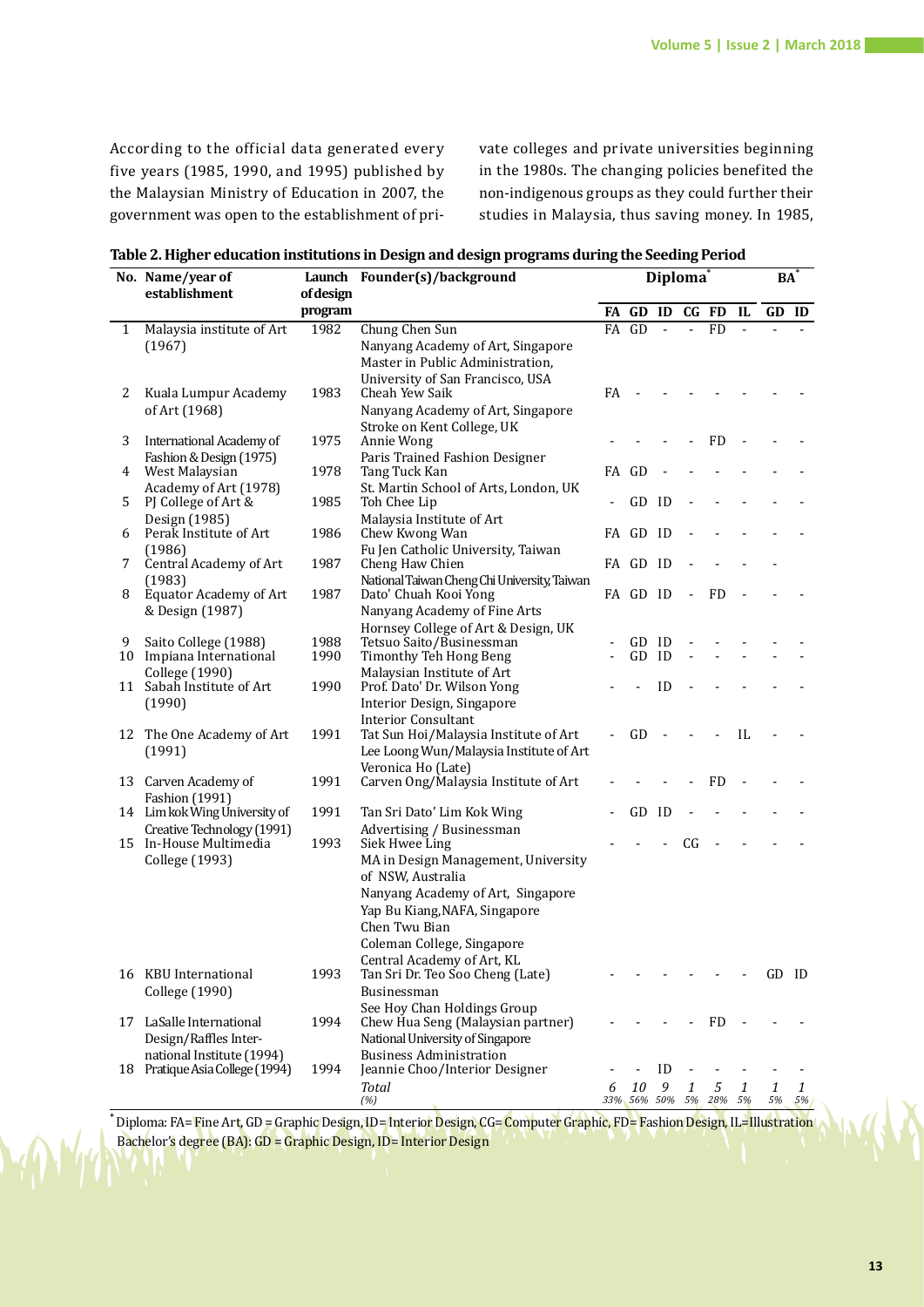According to the official data generated every five years (1985, 1990, and 1995) published by the Malaysian Ministry of Education in 2007, the government was open to the establishment of private colleges and private universities beginning in the 1980s. The changing policies benefited the non-indigenous groups as they could further their studies in Malaysia, thus saving money. In 1985,

**Table 2. Higher education institutions in Design and design programs during the Seeding Period**

| No. | Name/year of establishment | Launch of design program | Founder(s)/background | Diploma* | | | | | | BA* | |
|---|---|---|---|---|---|---|---|---|---|---|---|
| | | | | FA | GD | ID | CG | FD | IL | GD | ID |
| 1 | Malaysia institute of Art (1967) | 1982 | Chung Chen Sun<br>Nanyang Academy of Art, Singapore<br>Master in Public Administration, University of San Francisco, USA | FA | GD | - | - | FD | - | - | - |
| 2 | Kuala Lumpur Academy of Art (1968) | 1983 | Cheah Yew Saik<br>Nanyang Academy of Art, Singapore<br>Stroke on Kent College, UK | FA | - | - | - | - | - | - | - |
| 3 | International Academy of Fashion & Design (1975) | 1975 | Annie Wong<br>Paris Trained Fashion Designer | - | - | - | - | FD | - | - | - |
| 4 | West Malaysian Academy of Art (1978) | 1978 | Tang Tuck Kan<br>St. Martin School of Arts, London, UK | FA | GD | - | - | - | - | - | - |
| 5 | PJ College of Art & Design (1985) | 1985 | Toh Chee Lip<br>Malaysia Institute of Art | - | GD | ID | - | - | - | - | - |
| 6 | Perak Institute of Art (1986) | 1986 | Chew Kwong Wan<br>Fu Jen Catholic University, Taiwan | FA | GD | ID | - | - | - | - | - |
| 7 | Central Academy of Art (1983) | 1987 | Cheng Haw Chien<br>National Taiwan Cheng Chi University, Taiwan | FA | GD | ID | - | - | - | - | |
| 8 | Equator Academy of Art & Design (1987) | 1987 | Dato' Chuah Kooi Yong<br>Nanyang Academy of Fine Arts<br>Hornsey College of Art & Design, UK | FA | GD | ID | - | FD | - | - | - |
| 9 | Saito College (1988) | 1988 | Tetsuo Saito/Businessman | - | GD | ID | - | - | - | - | - |
| 10 | Impiana International College (1990) | 1990 | Timonthy Teh Hong Beng<br>Malaysian Institute of Art | - | GD | ID | - | - | - | - | - |
| 11 | Sabah Institute of Art (1990) | 1990 | Prof. Dato' Dr. Wilson Yong<br>Interior Design, Singapore<br>Interior Consultant | - | - | ID | - | - | - | - | - |
| 12 | The One Academy of Art (1991) | 1991 | Tat Sun Hoi/Malaysia Institute of Art<br>Lee Loong Wun/Malaysia Institute of Art<br>Veronica Ho (Late) | - | GD | - | - | - | IL | - | - |
| 13 | Carven Academy of Fashion (1991) | 1991 | Carven Ong/Malaysia Institute of Art | - | - | - | - | FD | - | - | - |
| 14 | Lim kok Wing University of Creative Technology (1991) | 1991 | Tan Sri Dato' Lim Kok Wing<br>Advertising / Businessman | - | GD | ID | - | - | - | - | - |
| 15 | In-House Multimedia College (1993) | 1993 | Siek Hwee Ling<br>MA in Design Management, University of NSW, Australia<br>Nanyang Academy of Art, Singapore<br>Yap Bu Kiang, NAFA, Singapore<br>Chen Twu Bian<br>Coleman College, Singapore<br>Central Academy of Art, KL | - | - | - | CG | - | - | - | - |
| 16 | KBU International College (1990) | 1993 | Tan Sri Dr. Teo Soo Cheng (Late)<br>Businessman<br>See Hoy Chan Holdings Group | - | - | - | - | - | - | GD | ID |
| 17 | LaSalle International Design/Raffles International Institute (1994) | 1994 | Chew Hua Seng (Malaysian partner)<br>National University of Singapore<br>Business Administration | - | - | - | - | FD | - | - | - |
| 18 | Pratique Asia College (1994) | 1994 | Jeannie Choo/Interior Designer | - | - | ID | - | - | - | - | - |
| | | | *Total*<br>*(%)* | *6*<br>*33%* | *10*<br>*56%* | *9*<br>*50%* | *1*<br>*5%* | *5*<br>*28%* | *1*<br>*5%* | *1*<br>*5%* | *1*<br>*5%* |

* Diploma: FA= Fine Art, GD = Graphic Design, ID= Interior Design, CG= Computer Graphic, FD= Fashion Design, IL=Illustration
Bachelor's degree (BA): GD = Graphic Design, ID= Interior Design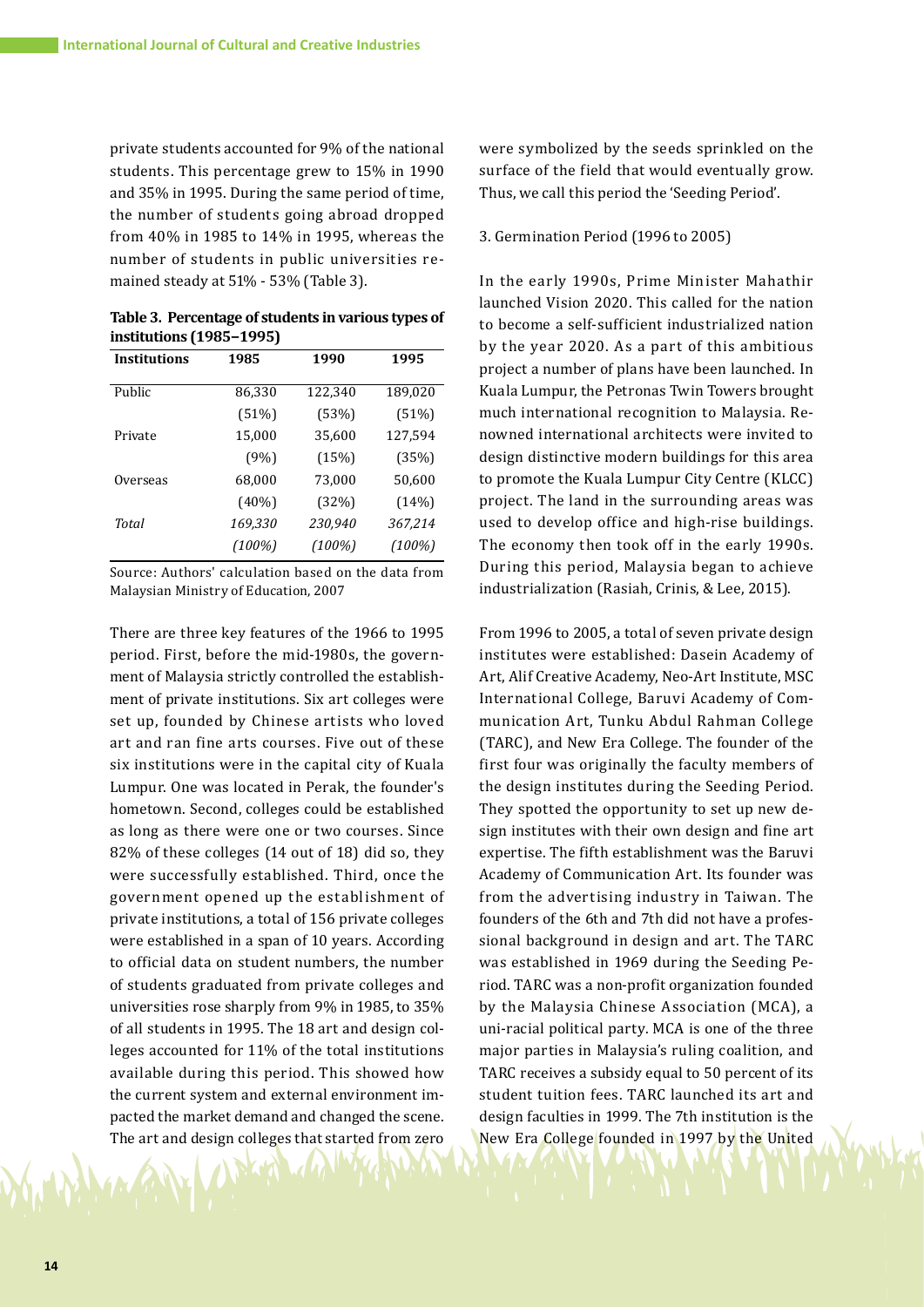private students accounted for 9% of the national students. This percentage grew to 15% in 1990 and 35% in 1995. During the same period of time, the number of students going abroad dropped from 40% in 1985 to 14% in 1995, whereas the number of students in public universities remained steady at 51% - 53% (Table 3).

**Table 3. Percentage of students in various types of institutions (1985–1995)**

| Institutions | 1985 | 1990 | 1995 |
|---|---|---|---|
| Public | 86,330 | 122,340 | 189,020 |
| | (51%) | (53%) | (51%) |
| Private | 15,000 | 35,600 | 127,594 |
| | (9%) | (15%) | (35%) |
| Overseas | 68,000 | 73,000 | 50,600 |
| | (40%) | (32%) | (14%) |
| *Total* | *169,330* | *230,940* | *367,214* |
| | *(100%)* | *(100%)* | *(100%)* |

Source: Authors' calculation based on the data from Malaysian Ministry of Education, 2007

There are three key features of the 1966 to 1995 period. First, before the mid-1980s, the government of Malaysia strictly controlled the establishment of private institutions. Six art colleges were set up, founded by Chinese artists who loved art and ran fine arts courses. Five out of these six institutions were in the capital city of Kuala Lumpur. One was located in Perak, the founder's hometown. Second, colleges could be established as long as there were one or two courses. Since 82% of these colleges (14 out of 18) did so, they were successfully established. Third, once the government opened up the establishment of private institutions, a total of 156 private colleges were established in a span of 10 years. According to official data on student numbers, the number of students graduated from private colleges and universities rose sharply from 9% in 1985, to 35% of all students in 1995. The 18 art and design colleges accounted for 11% of the total institutions available during this period. This showed how the current system and external environment impacted the market demand and changed the scene. The art and design colleges that started from zero were symbolized by the seeds sprinkled on the surface of the field that would eventually grow. Thus, we call this period the 'Seeding Period'.

3. Germination Period (1996 to 2005)

In the early 1990s, Prime Minister Mahathir launched Vision 2020. This called for the nation to become a self-sufficient industrialized nation by the year 2020. As a part of this ambitious project a number of plans have been launched. In Kuala Lumpur, the Petronas Twin Towers brought much international recognition to Malaysia. Renowned international architects were invited to design distinctive modern buildings for this area to promote the Kuala Lumpur City Centre (KLCC) project. The land in the surrounding areas was used to develop office and high-rise buildings. The economy then took off in the early 1990s. During this period, Malaysia began to achieve industrialization (Rasiah, Crinis, & Lee, 2015).

From 1996 to 2005, a total of seven private design institutes were established: Dasein Academy of Art, Alif Creative Academy, Neo-Art Institute, MSC International College, Baruvi Academy of Communication Art, Tunku Abdul Rahman College (TARC), and New Era College. The founder of the first four was originally the faculty members of the design institutes during the Seeding Period. They spotted the opportunity to set up new design institutes with their own design and fine art expertise. The fifth establishment was the Baruvi Academy of Communication Art. Its founder was from the advertising industry in Taiwan. The founders of the 6th and 7th did not have a professional background in design and art. The TARC was established in 1969 during the Seeding Period. TARC was a non-profit organization founded by the Malaysia Chinese Association (MCA), a uni-racial political party. MCA is one of the three major parties in Malaysia's ruling coalition, and TARC receives a subsidy equal to 50 percent of its student tuition fees. TARC launched its art and design faculties in 1999. The 7th institution is the New Era College founded in 1997 by the United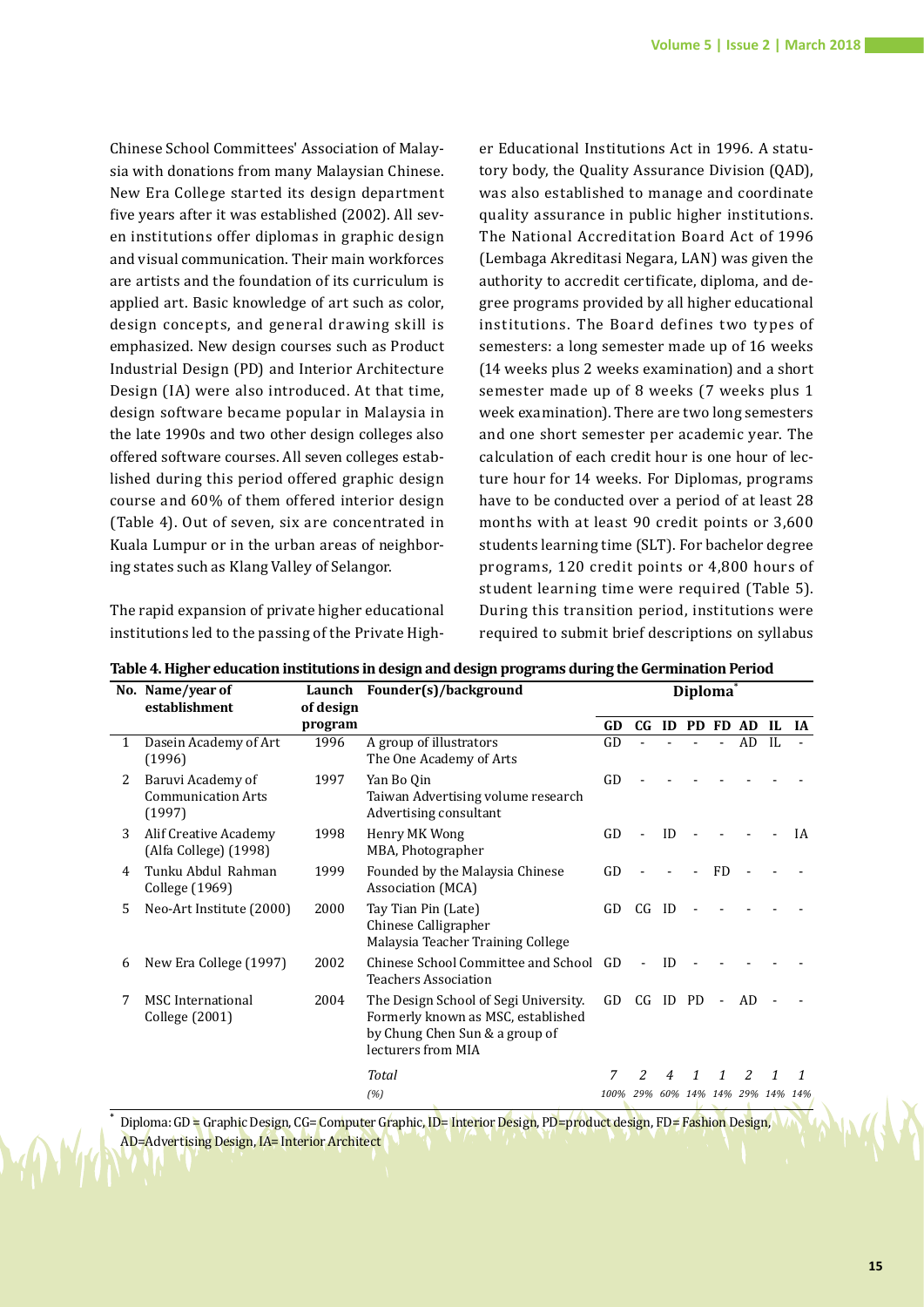Chinese School Committees' Association of Malaysia with donations from many Malaysian Chinese. New Era College started its design department five years after it was established (2002). All seven institutions offer diplomas in graphic design and visual communication. Their main workforces are artists and the foundation of its curriculum is applied art. Basic knowledge of art such as color, design concepts, and general drawing skill is emphasized. New design courses such as Product Industrial Design (PD) and Interior Architecture Design (IA) were also introduced. At that time, design software became popular in Malaysia in the late 1990s and two other design colleges also offered software courses. All seven colleges established during this period offered graphic design course and 60% of them offered interior design (Table 4). Out of seven, six are concentrated in Kuala Lumpur or in the urban areas of neighboring states such as Klang Valley of Selangor.

The rapid expansion of private higher educational institutions led to the passing of the Private Higher Educational Institutions Act in 1996. A statutory body, the Quality Assurance Division (QAD), was also established to manage and coordinate quality assurance in public higher institutions. The National Accreditation Board Act of 1996 (Lembaga Akreditasi Negara, LAN) was given the authority to accredit certificate, diploma, and degree programs provided by all higher educational institutions. The Board defines two types of semesters: a long semester made up of 16 weeks (14 weeks plus 2 weeks examination) and a short semester made up of 8 weeks (7 weeks plus 1 week examination). There are two long semesters and one short semester per academic year. The calculation of each credit hour is one hour of lecture hour for 14 weeks. For Diplomas, programs have to be conducted over a period of at least 28 months with at least 90 credit points or 3,600 students learning time (SLT). For bachelor degree programs, 120 credit points or 4,800 hours of student learning time were required (Table 5). During this transition period, institutions were required to submit brief descriptions on syllabus

**Table 4. Higher education institutions in design and design programs during the Germination Period**

| No. | Name/year of establishment | Launch of design program | Founder(s)/background | Diploma* | | | | | | | |
|---|---|---|---|---|---|---|---|---|---|---|---|
| | | | | GD | CG | ID | PD | FD | AD | IL | IA |
| 1 | Dasein Academy of Art (1996) | 1996 | A group of illustrators<br>The One Academy of Arts | GD | - | - | - | - | AD | IL | - |
| 2 | Baruvi Academy of Communication Arts (1997) | 1997 | Yan Bo Qin<br>Taiwan Advertising volume research<br>Advertising consultant | GD | - | - | - | - | - | - | - |
| 3 | Alif Creative Academy (Alfa College) (1998) | 1998 | Henry MK Wong<br>MBA, Photographer | GD | - | ID | - | - | - | - | IA |
| 4 | Tunku Abdul Rahman College (1969) | 1999 | Founded by the Malaysia Chinese Association (MCA) | GD | - | - | - | FD | - | - | - |
| 5 | Neo-Art Institute (2000) | 2000 | Tay Tian Pin (Late)<br>Chinese Calligrapher<br>Malaysia Teacher Training College | GD | CG | ID | - | - | - | - | - |
| 6 | New Era College (1997) | 2002 | Chinese School Committee and School Teachers Association | GD | - | ID | - | - | - | - | - |
| 7 | MSC International College (2001) | 2004 | The Design School of Segi University. Formerly known as MSC, established by Chung Chen Sun & a group of lecturers from MIA | GD | CG | ID | PD | - | AD | - | - |
| | | | *Total* | *7* | *2* | *4* | *1* | *1* | *2* | *1* | *1* |
| | | | *(%)* | *100%* | *29%* | *60%* | *14%* | *14%* | *29%* | *14%* | *14%* |

* Diploma: GD = Graphic Design, CG= Computer Graphic, ID= Interior Design, PD=product design, FD= Fashion Design, AD=Advertising Design, IA= Interior Architect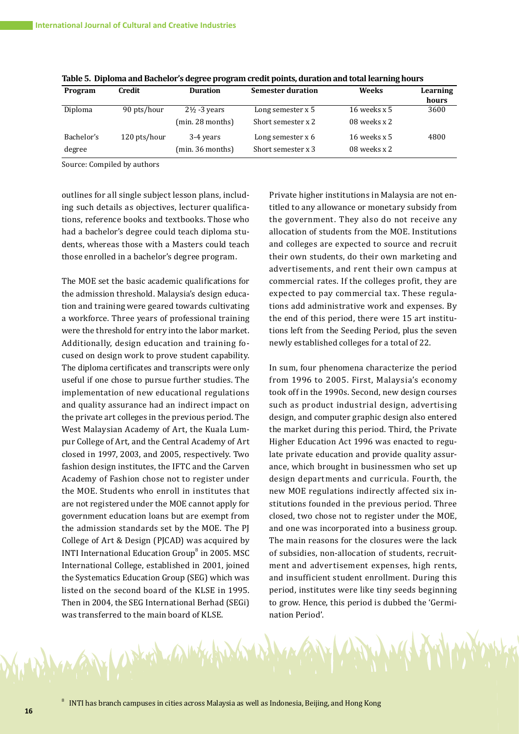**Table 5. Diploma and Bachelor's degree program credit points, duration and total learning hours**

| Program | Credit | Duration | Semester duration | Weeks | Learning hours |
|---|---|---|---|---|---|
| Diploma | 90 pts/hour | 2½ -3 years<br>(min. 28 months) | Long semester x 5<br>Short semester x 2 | 16 weeks x 5<br>08 weeks x 2 | 3600 |
| Bachelor's degree | 120 pts/hour | 3-4 years<br>(min. 36 months) | Long semester x 6<br>Short semester x 3 | 16 weeks x 5<br>08 weeks x 2 | 4800 |

Source: Compiled by authors

outlines for all single subject lesson plans, including such details as objectives, lecturer qualifications, reference books and textbooks. Those who had a bachelor's degree could teach diploma students, whereas those with a Masters could teach those enrolled in a bachelor's degree program.

The MOE set the basic academic qualifications for the admission threshold. Malaysia's design education and training were geared towards cultivating a workforce. Three years of professional training were the threshold for entry into the labor market. Additionally, design education and training focused on design work to prove student capability. The diploma certificates and transcripts were only useful if one chose to pursue further studies. The implementation of new educational regulations and quality assurance had an indirect impact on the private art colleges in the previous period. The West Malaysian Academy of Art, the Kuala Lumpur College of Art, and the Central Academy of Art closed in 1997, 2003, and 2005, respectively. Two fashion design institutes, the IFTC and the Carven Academy of Fashion chose not to register under the MOE. Students who enroll in institutes that are not registered under the MOE cannot apply for government education loans but are exempt from the admission standards set by the MOE. The PJ College of Art & Design (PJCAD) was acquired by INTI International Education Group[8] in 2005. MSC International College, established in 2001, joined the Systematics Education Group (SEG) which was listed on the second board of the KLSE in 1995. Then in 2004, the SEG International Berhad (SEGi) was transferred to the main board of KLSE.

Private higher institutions in Malaysia are not entitled to any allowance or monetary subsidy from the government. They also do not receive any allocation of students from the MOE. Institutions and colleges are expected to source and recruit their own students, do their own marketing and advertisements, and rent their own campus at commercial rates. If the colleges profit, they are expected to pay commercial tax. These regulations add administrative work and expenses. By the end of this period, there were 15 art institutions left from the Seeding Period, plus the seven newly established colleges for a total of 22.

In sum, four phenomena characterize the period from 1996 to 2005. First, Malaysia's economy took off in the 1990s. Second, new design courses such as product industrial design, advertising design, and computer graphic design also entered the market during this period. Third, the Private Higher Education Act 1996 was enacted to regulate private education and provide quality assurance, which brought in businessmen who set up design departments and curricula. Fourth, the new MOE regulations indirectly affected six institutions founded in the previous period. Three closed, two chose not to register under the MOE, and one was incorporated into a business group. The main reasons for the closures were the lack of subsidies, non-allocation of students, recruitment and advertisement expenses, high rents, and insufficient student enrollment. During this period, institutes were like tiny seeds beginning to grow. Hence, this period is dubbed the 'Germination Period'.

[8] INTI has branch campuses in cities across Malaysia as well as Indonesia, Beijing, and Hong Kong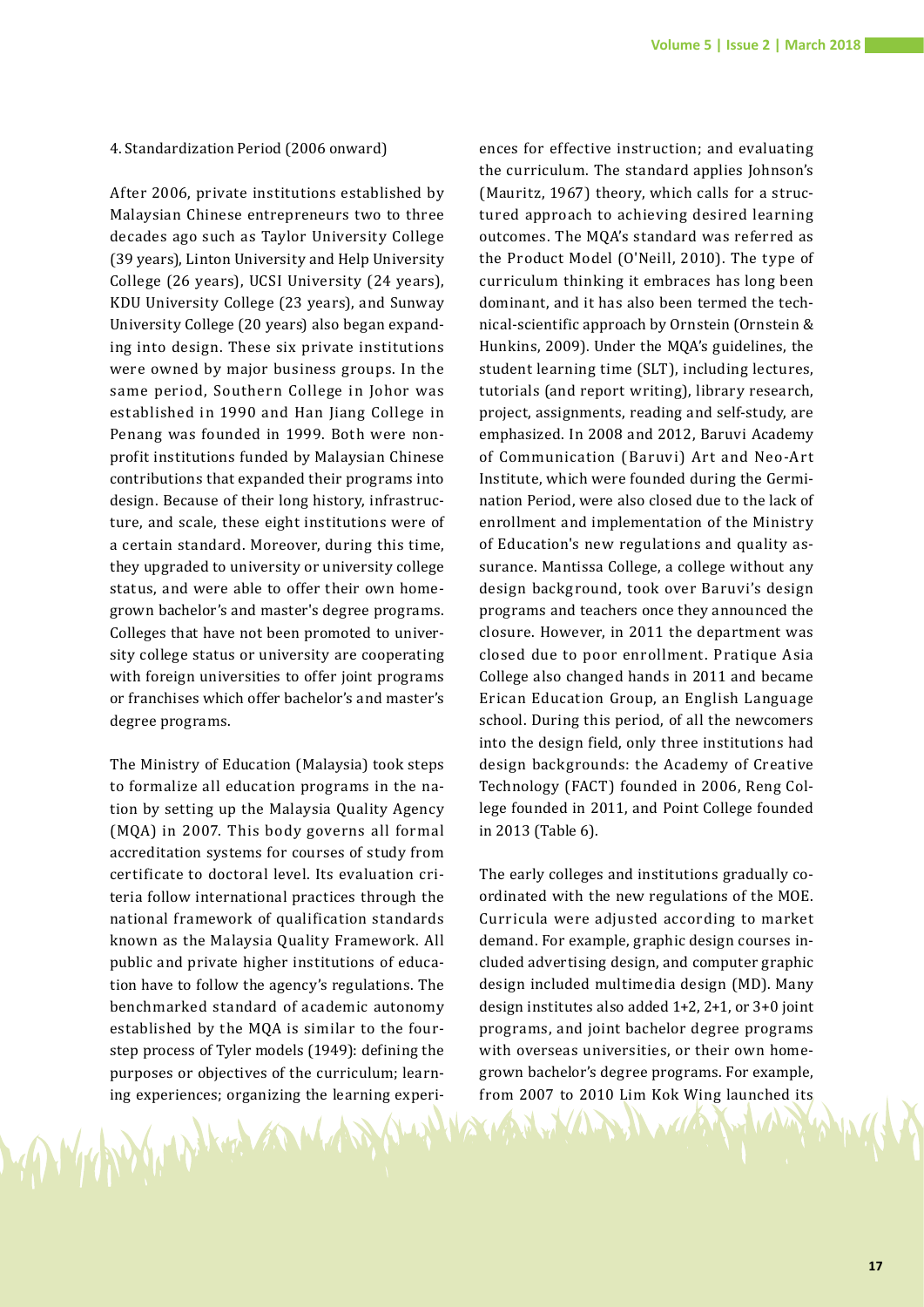4. Standardization Period (2006 onward)

After 2006, private institutions established by Malaysian Chinese entrepreneurs two to three decades ago such as Taylor University College (39 years), Linton University and Help University College (26 years), UCSI University (24 years), KDU University College (23 years), and Sunway University College (20 years) also began expanding into design. These six private institutions were owned by major business groups. In the same period, Southern College in Johor was established in 1990 and Han Jiang College in Penang was founded in 1999. Both were nonprofit institutions funded by Malaysian Chinese contributions that expanded their programs into design. Because of their long history, infrastructure, and scale, these eight institutions were of a certain standard. Moreover, during this time, they upgraded to university or university college status, and were able to offer their own homegrown bachelor's and master's degree programs. Colleges that have not been promoted to university college status or university are cooperating with foreign universities to offer joint programs or franchises which offer bachelor's and master's degree programs.

The Ministry of Education (Malaysia) took steps to formalize all education programs in the nation by setting up the Malaysia Quality Agency (MQA) in 2007. This body governs all formal accreditation systems for courses of study from certificate to doctoral level. Its evaluation criteria follow international practices through the national framework of qualification standards known as the Malaysia Quality Framework. All public and private higher institutions of education have to follow the agency's regulations. The benchmarked standard of academic autonomy established by the MQA is similar to the four-step process of Tyler models (1949): defining the purposes or objectives of the curriculum; learning experiences; organizing the learning experiences for effective instruction; and evaluating the curriculum. The standard applies Johnson's (Mauritz, 1967) theory, which calls for a structured approach to achieving desired learning outcomes. The MQA's standard was referred as the Product Model (O'Neill, 2010). The type of curriculum thinking it embraces has long been dominant, and it has also been termed the technical-scientific approach by Ornstein (Ornstein & Hunkins, 2009). Under the MQA's guidelines, the student learning time (SLT), including lectures, tutorials (and report writing), library research, project, assignments, reading and self-study, are emphasized. In 2008 and 2012, Baruvi Academy of Communication (Baruvi) Art and Neo-Art Institute, which were founded during the Germination Period, were also closed due to the lack of enrollment and implementation of the Ministry of Education's new regulations and quality assurance. Mantissa College, a college without any design background, took over Baruvi's design programs and teachers once they announced the closure. However, in 2011 the department was closed due to poor enrollment. Pratique Asia College also changed hands in 2011 and became Erican Education Group, an English Language school. During this period, of all the newcomers into the design field, only three institutions had design backgrounds: the Academy of Creative Technology (FACT) founded in 2006, Reng College founded in 2011, and Point College founded in 2013 (Table 6).

The early colleges and institutions gradually coordinated with the new regulations of the MOE. Curricula were adjusted according to market demand. For example, graphic design courses included advertising design, and computer graphic design included multimedia design (MD). Many design institutes also added 1+2, 2+1, or 3+0 joint programs, and joint bachelor degree programs with overseas universities, or their own homegrown bachelor's degree programs. For example, from 2007 to 2010 Lim Kok Wing launched its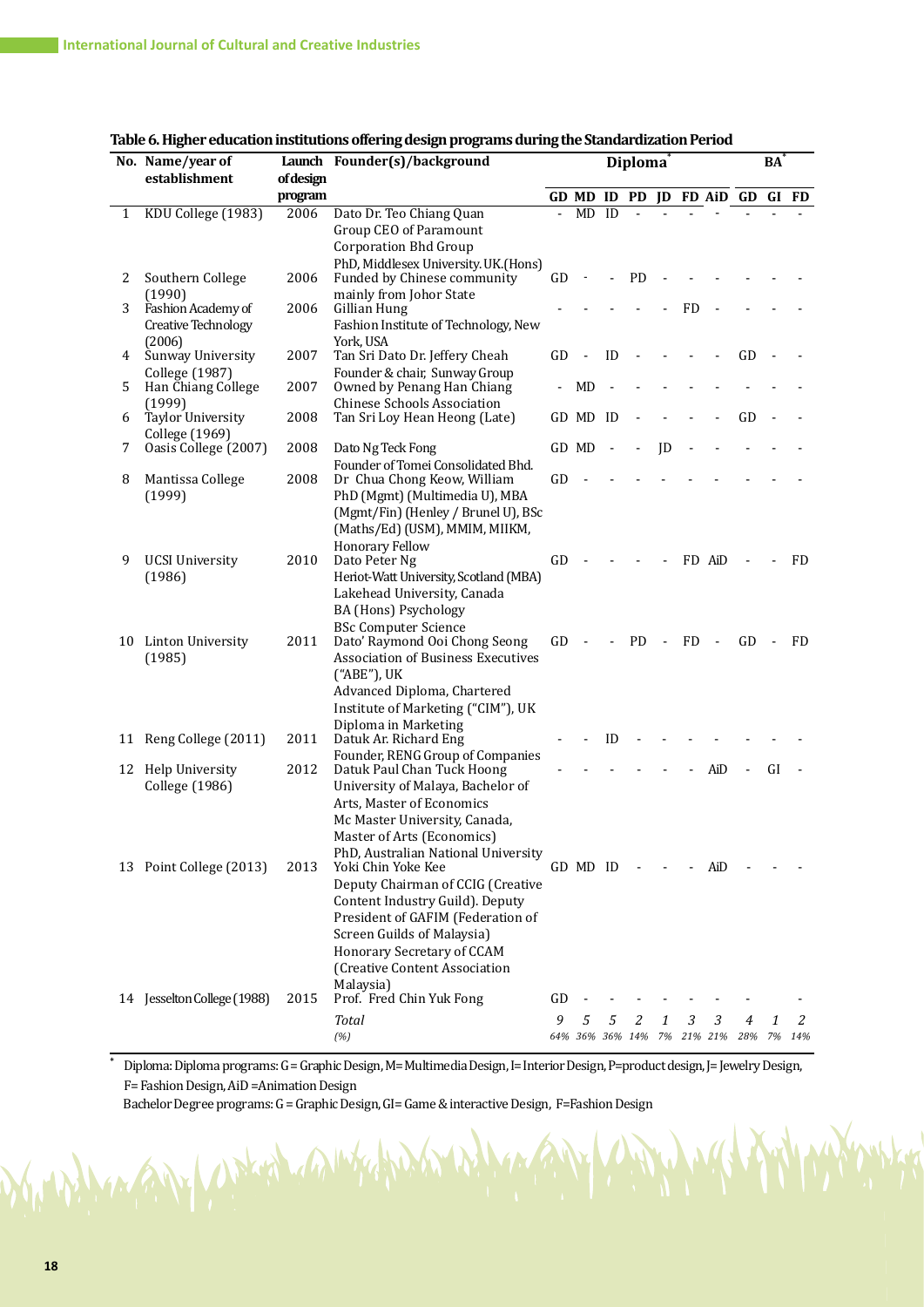**Table 6. Higher education institutions offering design programs during the Standardization Period**

| No. | Name/year of establishment | Launch of design program | Founder(s)/background | Diploma* | | | | | | | BA* | | |
|---|---|---|---|---|---|---|---|---|---|---|---|---|---|
| | | | | GD | MD | ID | PD | JD | FD | AiD | GD | GI | FD |
| 1 | KDU College (1983) | 2006 | Dato Dr. Teo Chiang Quan Group CEO of Paramount Corporation Bhd Group PhD, Middlesex University. UK.(Hons) | - | MD | ID | - | - | - | - | - | - | - |
| 2 | Southern College (1990) | 2006 | Funded by Chinese community mainly from Johor State | GD | - | - | PD | - | - | - | - | - | - |
| 3 | Fashion Academy of Creative Technology (2006) | 2006 | Gillian Hung Fashion Institute of Technology, New York, USA | - | - | - | - | - | FD | - | - | - | - |
| 4 | Sunway University College (1987) | 2007 | Tan Sri Dato Dr. Jeffery Cheah Founder & chair, Sunway Group | GD | - | ID | - | - | - | - | GD | - | - |
| 5 | Han Chiang College (1999) | 2007 | Owned by Penang Han Chiang Chinese Schools Association | - | MD | - | - | - | - | - | - | - | - |
| 6 | Taylor University College (1969) | 2008 | Tan Sri Loy Hean Heong (Late) | GD | MD | ID | - | - | - | - | GD | - | - |
| 7 | Oasis College (2007) | 2008 | Dato Ng Teck Fong Founder of Tomei Consolidated Bhd. | GD | MD | - | - | JD | - | - | - | - | - |
| 8 | Mantissa College (1999) | 2008 | Dr Chua Chong Keow, William PhD (Mgmt) (Multimedia U), MBA (Mgmt/Fin) (Henley / Brunel U), BSc (Maths/Ed) (USM), MMIM, MIIKM, Honorary Fellow | GD | - | - | - | - | - | - | - | - | - |
| 9 | UCSI University (1986) | 2010 | Dato Peter Ng Heriot-Watt University, Scotland (MBA) Lakehead University, Canada BA (Hons) Psychology BSc Computer Science | GD | - | - | - | - | FD | AiD | - | - | FD |
| 10 | Linton University (1985) | 2011 | Dato' Raymond Ooi Chong Seong Association of Business Executives ("ABE"), UK Advanced Diploma, Chartered Institute of Marketing ("CIM"), UK Diploma in Marketing | GD | - | - | PD | - | FD | - | GD | - | FD |
| 11 | Reng College (2011) | 2011 | Datuk Ar. Richard Eng Founder, RENG Group of Companies | - | - | ID | - | - | - | - | - | - | - |
| 12 | Help University College (1986) | 2012 | Datuk Paul Chan Tuck Hoong University of Malaya, Bachelor of Arts, Master of Economics Mc Master University, Canada, Master of Arts (Economics) PhD, Australian National University | - | - | - | - | - | - | AiD | - | GI | - |
| 13 | Point College (2013) | 2013 | Yoki Chin Yoke Kee Deputy Chairman of CCIG (Creative Content Industry Guild). Deputy President of GAFIM (Federation of Screen Guilds of Malaysia) Honorary Secretary of CCAM (Creative Content Association Malaysia) | GD | MD | ID | - | - | - | AiD | - | - | - |
| 14 | Jesselton College (1988) | 2015 | Prof. Fred Chin Yuk Fong | GD | - | - | - | - | - | - | - | | - |
| | | | *Total* | *9* | *5* | *5* | *2* | *1* | *3* | *3* | *4* | *1* | *2* |
| | | | *(%)* | *64%* | *36%* | *36%* | *14%* | *7%* | *21%* | *21%* | *28%* | *7%* | *14%* |

\* Diploma: Diploma programs: G = Graphic Design, M= Multimedia Design, I= Interior Design, P=product design, J= Jewelry Design, F= Fashion Design, AiD =Animation Design

Bachelor Degree programs: G = Graphic Design, GI= Game & interactive Design, F=Fashion Design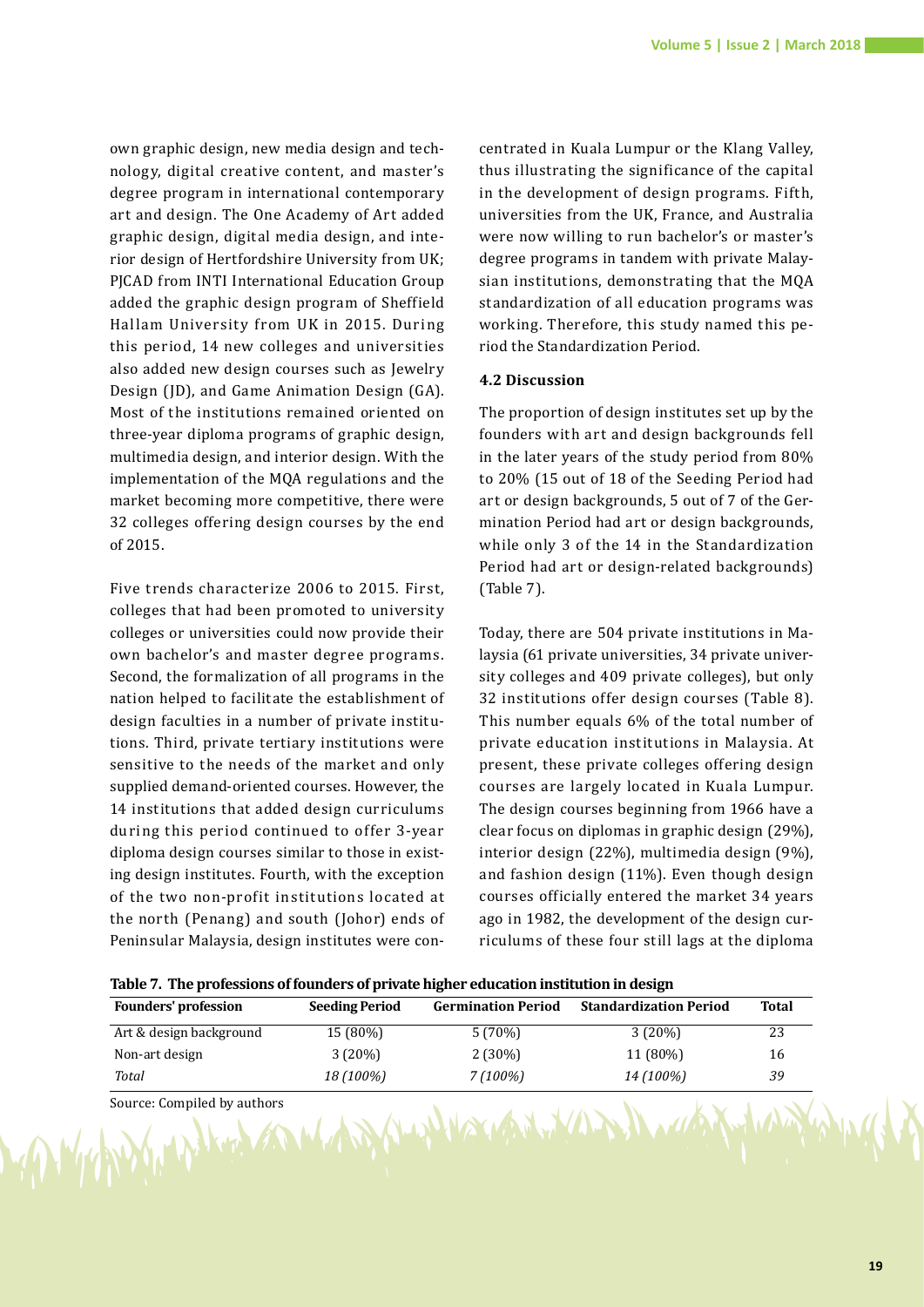own graphic design, new media design and technology, digital creative content, and master's degree program in international contemporary art and design. The One Academy of Art added graphic design, digital media design, and interior design of Hertfordshire University from UK; PJCAD from INTI International Education Group added the graphic design program of Sheffield Hallam University from UK in 2015. During this period, 14 new colleges and universities also added new design courses such as Jewelry Design (JD), and Game Animation Design (GA). Most of the institutions remained oriented on three-year diploma programs of graphic design, multimedia design, and interior design. With the implementation of the MQA regulations and the market becoming more competitive, there were 32 colleges offering design courses by the end of 2015.

Five trends characterize 2006 to 2015. First, colleges that had been promoted to university colleges or universities could now provide their own bachelor's and master degree programs. Second, the formalization of all programs in the nation helped to facilitate the establishment of design faculties in a number of private institutions. Third, private tertiary institutions were sensitive to the needs of the market and only supplied demand-oriented courses. However, the 14 institutions that added design curriculums during this period continued to offer 3-year diploma design courses similar to those in existing design institutes. Fourth, with the exception of the two non-profit institutions located at the north (Penang) and south (Johor) ends of Peninsular Malaysia, design institutes were concentrated in Kuala Lumpur or the Klang Valley, thus illustrating the significance of the capital in the development of design programs. Fifth, universities from the UK, France, and Australia were now willing to run bachelor's or master's degree programs in tandem with private Malaysian institutions, demonstrating that the MQA standardization of all education programs was working. Therefore, this study named this period the Standardization Period.

### 4.2 Discussion

The proportion of design institutes set up by the founders with art and design backgrounds fell in the later years of the study period from 80% to 20% (15 out of 18 of the Seeding Period had art or design backgrounds, 5 out of 7 of the Germination Period had art or design backgrounds, while only 3 of the 14 in the Standardization Period had art or design-related backgrounds) (Table 7).

Today, there are 504 private institutions in Malaysia (61 private universities, 34 private university colleges and 409 private colleges), but only 32 institutions offer design courses (Table 8). This number equals 6% of the total number of private education institutions in Malaysia. At present, these private colleges offering design courses are largely located in Kuala Lumpur. The design courses beginning from 1966 have a clear focus on diplomas in graphic design (29%), interior design (22%), multimedia design (9%), and fashion design (11%). Even though design courses officially entered the market 34 years ago in 1982, the development of the design curriculums of these four still lags at the diploma

**Table 7. The professions of founders of private higher education institution in design**

| Founders' profession | Seeding Period | Germination Period | Standardization Period | Total |
|---|---|---|---|---|
| Art & design background | 15 (80%) | 5 (70%) | 3 (20%) | 23 |
| Non-art design | 3 (20%) | 2 (30%) | 11 (80%) | 16 |
| *Total* | *18 (100%)* | *7 (100%)* | *14 (100%)* | *39* |

Source: Compiled by authors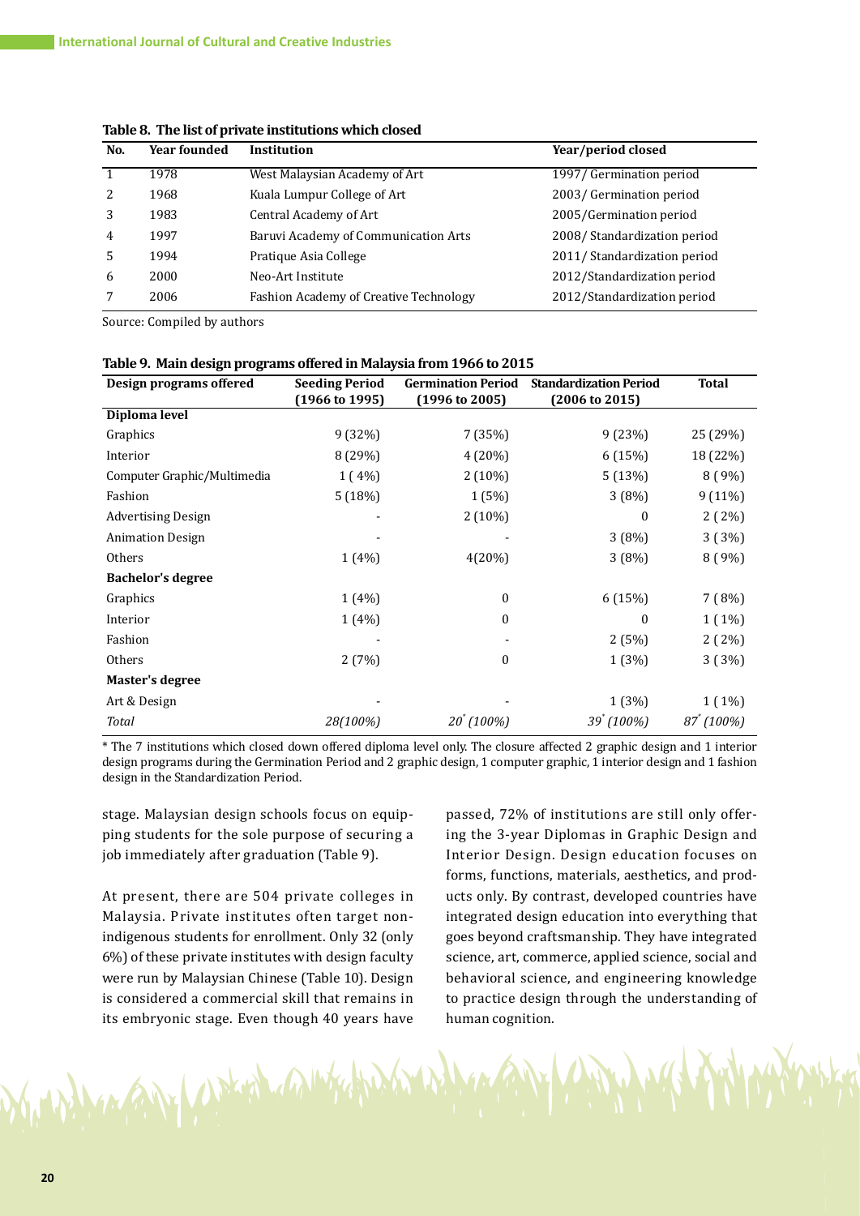**Table 8. The list of private institutions which closed**

| No. | Year founded | Institution | Year/period closed |
|---|---|---|---|
| 1 | 1978 | West Malaysian Academy of Art | 1997/ Germination period |
| 2 | 1968 | Kuala Lumpur College of Art | 2003/ Germination period |
| 3 | 1983 | Central Academy of Art | 2005/Germination period |
| 4 | 1997 | Baruvi Academy of Communication Arts | 2008/ Standardization period |
| 5 | 1994 | Pratique Asia College | 2011/ Standardization period |
| 6 | 2000 | Neo-Art Institute | 2012/Standardization period |
| 7 | 2006 | Fashion Academy of Creative Technology | 2012/Standardization period |

Source: Compiled by authors

**Table 9. Main design programs offered in Malaysia from 1966 to 2015**

| Design programs offered | Seeding Period (1966 to 1995) | Germination Period (1996 to 2005) | Standardization Period (2006 to 2015) | Total |
|---|---|---|---|---|
| **Diploma level** | | | | |
| Graphics | 9 (32%) | 7 (35%) | 9 (23%) | 25 (29%) |
| Interior | 8 (29%) | 4 (20%) | 6 (15%) | 18 (22%) |
| Computer Graphic/Multimedia | 1 ( 4%) | 2 (10%) | 5 (13%) | 8 ( 9%) |
| Fashion | 5 (18%) | 1 (5%) | 3 (8%) | 9 (11%) |
| Advertising Design | - | 2 (10%) | 0 | 2 ( 2%) |
| Animation Design | - | - | 3 (8%) | 3 ( 3%) |
| Others | 1 (4%) | 4(20%) | 3 (8%) | 8 ( 9%) |
| **Bachelor's degree** | | | | |
| Graphics | 1 (4%) | 0 | 6 (15%) | 7 ( 8%) |
| Interior | 1 (4%) | 0 | 0 | 1 ( 1%) |
| Fashion | - | - | 2 (5%) | 2 ( 2%) |
| Others | 2 (7%) | 0 | 1 (3%) | 3 ( 3%) |
| **Master's degree** | | | | |
| Art & Design | - | - | 1 (3%) | 1 ( 1%) |
| *Total* | *28(100%)* | *20\* (100%)* | *39\* (100%)* | *87\* (100%)* |

\* The 7 institutions which closed down offered diploma level only. The closure affected 2 graphic design and 1 interior design programs during the Germination Period and 2 graphic design, 1 computer graphic, 1 interior design and 1 fashion design in the Standardization Period.

stage. Malaysian design schools focus on equipping students for the sole purpose of securing a job immediately after graduation (Table 9).

At present, there are 504 private colleges in Malaysia. Private institutes often target non-indigenous students for enrollment. Only 32 (only 6%) of these private institutes with design faculty were run by Malaysian Chinese (Table 10). Design is considered a commercial skill that remains in its embryonic stage. Even though 40 years have passed, 72% of institutions are still only offering the 3-year Diplomas in Graphic Design and Interior Design. Design education focuses on forms, functions, materials, aesthetics, and products only. By contrast, developed countries have integrated design education into everything that goes beyond craftsmanship. They have integrated science, art, commerce, applied science, social and behavioral science, and engineering knowledge to practice design through the understanding of human cognition.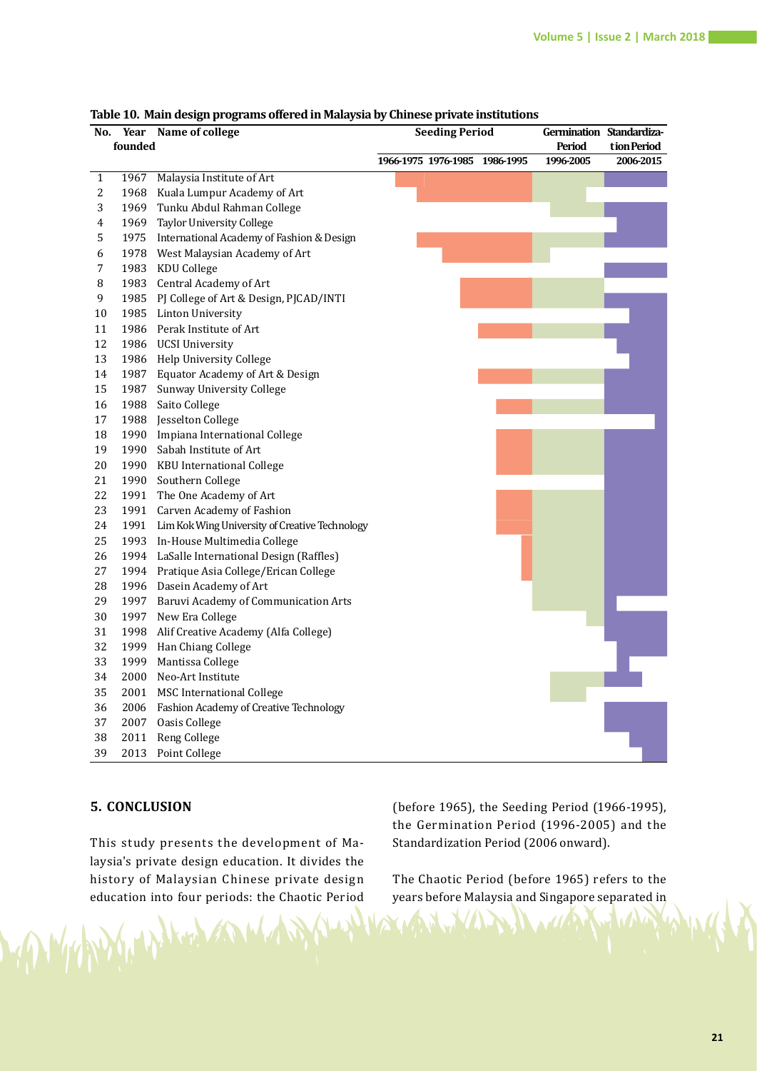**Table 10. Main design programs offered in Malaysia by Chinese private institutions**

| No. | Year founded | Name of college | Seeding Period | | | Germination Period | Standardization Period |
|---|---|---|---|---|---|---|---|
| | | | 1966-1975 | 1976-1985 | 1986-1995 | 1996-2005 | 2006-2015 |
| 1 | 1967 | Malaysia Institute of Art | | | | | |
| 2 | 1968 | Kuala Lumpur Academy of Art | | | | | |
| 3 | 1969 | Tunku Abdul Rahman College | | | | | |
| 4 | 1969 | Taylor University College | | | | | |
| 5 | 1975 | International Academy of Fashion & Design | | | | | |
| 6 | 1978 | West Malaysian Academy of Art | | | | | |
| 7 | 1983 | KDU College | | | | | |
| 8 | 1983 | Central Academy of Art | | | | | |
| 9 | 1985 | PJ College of Art & Design, PJCAD/INTI | | | | | |
| 10 | 1985 | Linton University | | | | | |
| 11 | 1986 | Perak Institute of Art | | | | | |
| 12 | 1986 | UCSI University | | | | | |
| 13 | 1986 | Help University College | | | | | |
| 14 | 1987 | Equator Academy of Art & Design | | | | | |
| 15 | 1987 | Sunway University College | | | | | |
| 16 | 1988 | Saito College | | | | | |
| 17 | 1988 | Jesselton College | | | | | |
| 18 | 1990 | Impiana International College | | | | | |
| 19 | 1990 | Sabah Institute of Art | | | | | |
| 20 | 1990 | KBU International College | | | | | |
| 21 | 1990 | Southern College | | | | | |
| 22 | 1991 | The One Academy of Art | | | | | |
| 23 | 1991 | Carven Academy of Fashion | | | | | |
| 24 | 1991 | Lim Kok Wing University of Creative Technology | | | | | |
| 25 | 1993 | In-House Multimedia College | | | | | |
| 26 | 1994 | LaSalle International Design (Raffles) | | | | | |
| 27 | 1994 | Pratique Asia College/Erican College | | | | | |
| 28 | 1996 | Dasein Academy of Art | | | | | |
| 29 | 1997 | Baruvi Academy of Communication Arts | | | | | |
| 30 | 1997 | New Era College | | | | | |
| 31 | 1998 | Alif Creative Academy (Alfa College) | | | | | |
| 32 | 1999 | Han Chiang College | | | | | |
| 33 | 1999 | Mantissa College | | | | | |
| 34 | 2000 | Neo-Art Institute | | | | | |
| 35 | 2001 | MSC International College | | | | | |
| 36 | 2006 | Fashion Academy of Creative Technology | | | | | |
| 37 | 2007 | Oasis College | | | | | |
| 38 | 2011 | Reng College | | | | | |
| 39 | 2013 | Point College | | | | | |

## 5. CONCLUSION

This study presents the development of Malaysia's private design education. It divides the history of Malaysian Chinese private design education into four periods: the Chaotic Period (before 1965), the Seeding Period (1966-1995), the Germination Period (1996-2005) and the Standardization Period (2006 onward).

The Chaotic Period (before 1965) refers to the years before Malaysia and Singapore separated in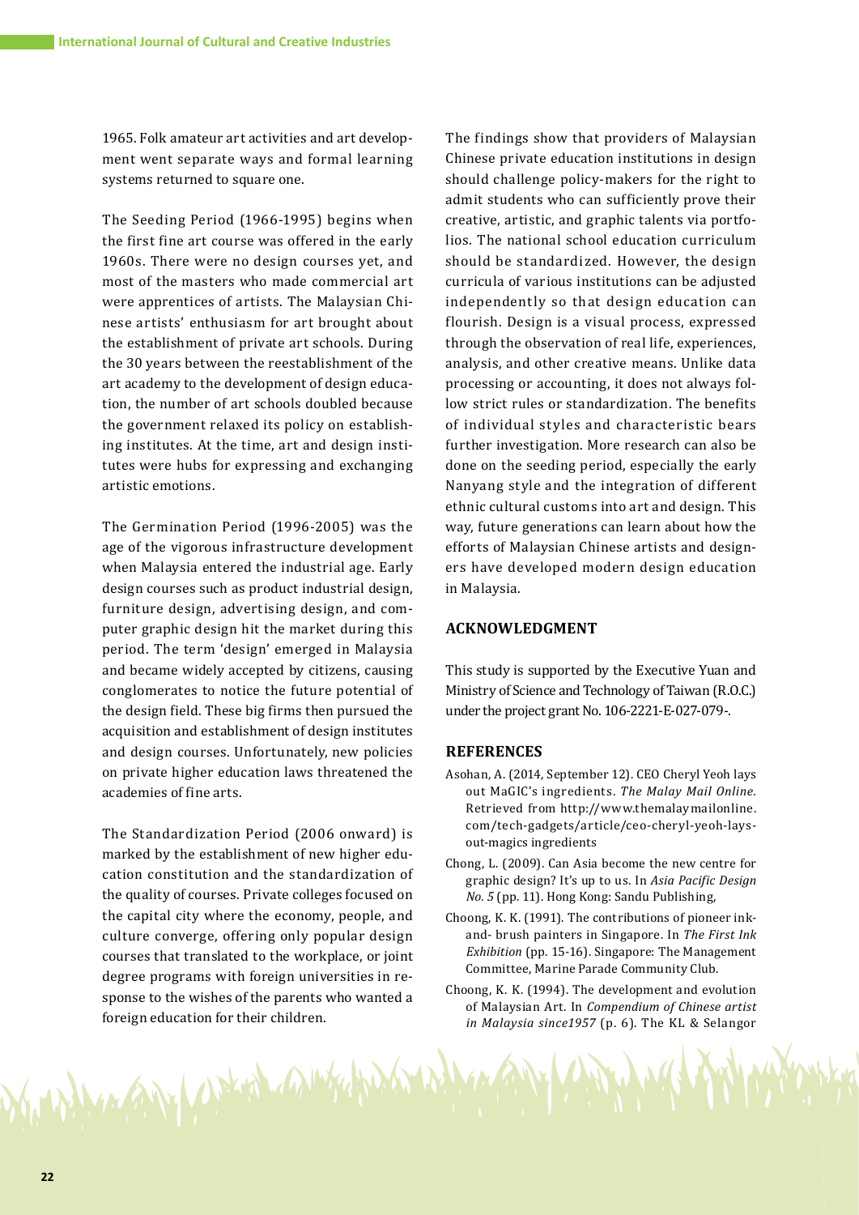1965. Folk amateur art activities and art development went separate ways and formal learning systems returned to square one.

The Seeding Period (1966-1995) begins when the first fine art course was offered in the early 1960s. There were no design courses yet, and most of the masters who made commercial art were apprentices of artists. The Malaysian Chinese artists' enthusiasm for art brought about the establishment of private art schools. During the 30 years between the reestablishment of the art academy to the development of design education, the number of art schools doubled because the government relaxed its policy on establishing institutes. At the time, art and design institutes were hubs for expressing and exchanging artistic emotions.

The Germination Period (1996-2005) was the age of the vigorous infrastructure development when Malaysia entered the industrial age. Early design courses such as product industrial design, furniture design, advertising design, and computer graphic design hit the market during this period. The term 'design' emerged in Malaysia and became widely accepted by citizens, causing conglomerates to notice the future potential of the design field. These big firms then pursued the acquisition and establishment of design institutes and design courses. Unfortunately, new policies on private higher education laws threatened the academies of fine arts.

The Standardization Period (2006 onward) is marked by the establishment of new higher education constitution and the standardization of the quality of courses. Private colleges focused on the capital city where the economy, people, and culture converge, offering only popular design courses that translated to the workplace, or joint degree programs with foreign universities in response to the wishes of the parents who wanted a foreign education for their children.

The findings show that providers of Malaysian Chinese private education institutions in design should challenge policy-makers for the right to admit students who can sufficiently prove their creative, artistic, and graphic talents via portfolios. The national school education curriculum should be standardized. However, the design curricula of various institutions can be adjusted independently so that design education can flourish. Design is a visual process, expressed through the observation of real life, experiences, analysis, and other creative means. Unlike data processing or accounting, it does not always follow strict rules or standardization. The benefits of individual styles and characteristic bears further investigation. More research can also be done on the seeding period, especially the early Nanyang style and the integration of different ethnic cultural customs into art and design. This way, future generations can learn about how the efforts of Malaysian Chinese artists and designers have developed modern design education in Malaysia.

## ACKNOWLEDGMENT

This study is supported by the Executive Yuan and Ministry of Science and Technology of Taiwan (R.O.C.) under the project grant No. 106-2221-E-027-079-.

## REFERENCES

Asohan, A. (2014, September 12). CEO Cheryl Yeoh lays out MaGIC's ingredients. *The Malay Mail Online.* Retrieved from http://www.themalaymailonline.com/tech-gadgets/article/ceo-cheryl-yeoh-lays-out-magics ingredients

Chong, L. (2009). Can Asia become the new centre for graphic design? It's up to us. In *Asia Pacific Design No. 5* (pp. 11). Hong Kong: Sandu Publishing,

Choong, K. K. (1991). The contributions of pioneer ink-and- brush painters in Singapore. In *The First Ink Exhibition* (pp. 15-16). Singapore: The Management Committee, Marine Parade Community Club.

Choong, K. K. (1994). The development and evolution of Malaysian Art. In *Compendium of Chinese artist in Malaysia since1957* (p. 6). The KL & Selangor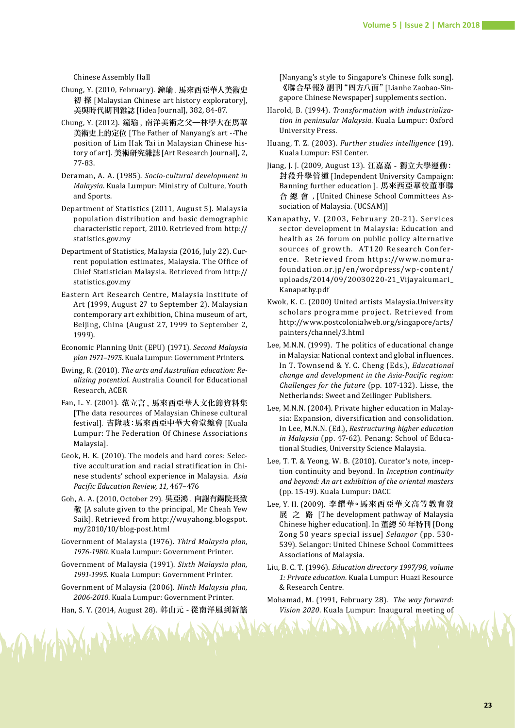Chinese Assembly Hall

Chung, Y. (2010, February). 鐘瑜 . 馬來西亞華人美術史初 探 [Malaysian Chinese art history exploratory], 美與時代期刊雜誌 [Iidea Journal], 382, 84-87.

Chung, Y. (2012). 鐘瑜 , 南洋美術之父—林學大在馬華美術史上的定位 [The Father of Nanyang's art --The position of Lim Hak Tai in Malaysian Chinese history of art]. 美術研究雜誌 [Art Research Journal], 2, 77-83.

Deraman, A. A. (1985). *Socio-cultural development in Malaysia*. Kuala Lumpur: Ministry of Culture, Youth and Sports.

Department of Statistics (2011, August 5). Malaysia population distribution and basic demographic characteristic report, 2010. Retrieved from http://statistics.gov.my

Department of Statistics, Malaysia (2016, July 22). Current population estimates, Malaysia. The Office of Chief Statistician Malaysia. Retrieved from http://statistics.gov.my

Eastern Art Research Centre, Malaysia Institute of Art (1999, August 27 to September 2). Malaysian contemporary art exhibition, China museum of art, Beijing, China (August 27, 1999 to September 2, 1999).

Economic Planning Unit (EPU) (1971). *Second Malaysia plan 1971–1975*. Kuala Lumpur: Government Printers.

Ewing, R. (2010). *The arts and Australian education: Realizing potential.* Australia Council for Educational Research, ACER

Fan, L. Y. (2001). 范立言 , 馬來西亞華人文化節資料集 [The data resources of Malaysian Chinese cultural festival]. 吉隆玻 : 馬來西亞中華大會堂總會 [Kuala Lumpur: The Federation Of Chinese Associations Malaysia].

Geok, H. K. (2010). The models and hard cores: Selective acculturation and racial stratification in Chinese students' school experience in Malaysia. *Asia Pacific Education Review, 11*, 467– 476

Goh, A. A. (2010, October 29). 吳亞鴻 . 向謝有錫院長致敬 [A salute given to the principal, Mr Cheah Yew Saik]. Retrieved from http://wuyahong.blogspot.my/2010/10/blog-post.html

Government of Malaysia (1976). *Third Malaysia plan, 1976-1980*. Kuala Lumpur: Government Printer.

Government of Malaysia (1991). *Sixth Malaysia plan, 1991-1995*. Kuala Lumpur: Government Printer.

Government of Malaysia (2006). *Ninth Malaysia plan, 2006-2010*. Kuala Lumpur: Government Printer.

Han, S. Y. (2014, August 28). 韩山元 - 從南洋風到新謠 [Nanyang's style to Singapore's Chinese folk song]. 《聯合早報》副刊 "四方八面" [Lianhe Zaobao-Singapore Chinese Newspaper] supplements section.

Harold, B. (1994). *Transformation with industrialization in peninsular Malaysia*. Kuala Lumpur: Oxford University Press.

Huang, T. Z. (2003). *Further studies intelligence* (19). Kuala Lumpur: FSI Center.

Jiang, J. J. (2009, August 13). 江嘉嘉 - 獨立大學運動 : 封殺升學管道 [Independent University Campaign: Banning further education ]. 馬來西亞華校董事聯合 總 會 , [United Chinese School Committees Association of Malaysia. (UCSAM)]

Kanapathy, V. (2003, February 20-21). Services sector development in Malaysia: Education and health as 26 forum on public policy alternative sources of growth. AT120 Research Conference. Retrieved from https://www.nomura-foundation.or.jp/en/wordpress/wp-content/uploads/2014/09/20030220-21_Vijayakumari_Kanapathy.pdf

Kwok, K. C. (2000) United artists Malaysia.University scholars programme project. Retrieved from http://www.postcolonialweb.org/singapore/arts/painters/channel/3.html

Lee, M.N.N. (1999). The politics of educational change in Malaysia: National context and global influences. In T. Townsend & Y. C. Cheng (Eds.), *Educational change and development in the Asia-Pacific region: Challenges for the future* (pp. 107-132). Lisse, the Netherlands: Sweet and Zeilinger Publishers.

Lee, M.N.N. (2004). Private higher education in Malaysia: Expansion, diversification and consolidation. In Lee, M.N.N. (Ed.), *Restructuring higher education in Malaysia* (pp. 47-62). Penang: School of Educational Studies, University Science Malaysia.

Lee, T. T. & Yeong, W. B. (2010). Curator's note, inception continuity and beyond. In *Inception continuity and beyond: An art exhibition of the oriental masters* (pp. 15-19). Kuala Lumpur: OACC

Lee, Y. H. (2009). 李耀華。馬來西亞華文高等教育發展 之 路 [The development pathway of Malaysia Chinese higher education]. In 董總 50 年特刊 [Dong Zong 50 years special issue] *Selangor* (pp. 530-539). Selangor: United Chinese School Committees Associations of Malaysia.

Liu, B. C. T. (1996). *Education directory 1997/98, volume 1: Private education*. Kuala Lumpur: Huazi Resource & Research Centre.

Mohamad, M. (1991, February 28). *The way forward: Vision 2020*. Kuala Lumpur: Inaugural meeting of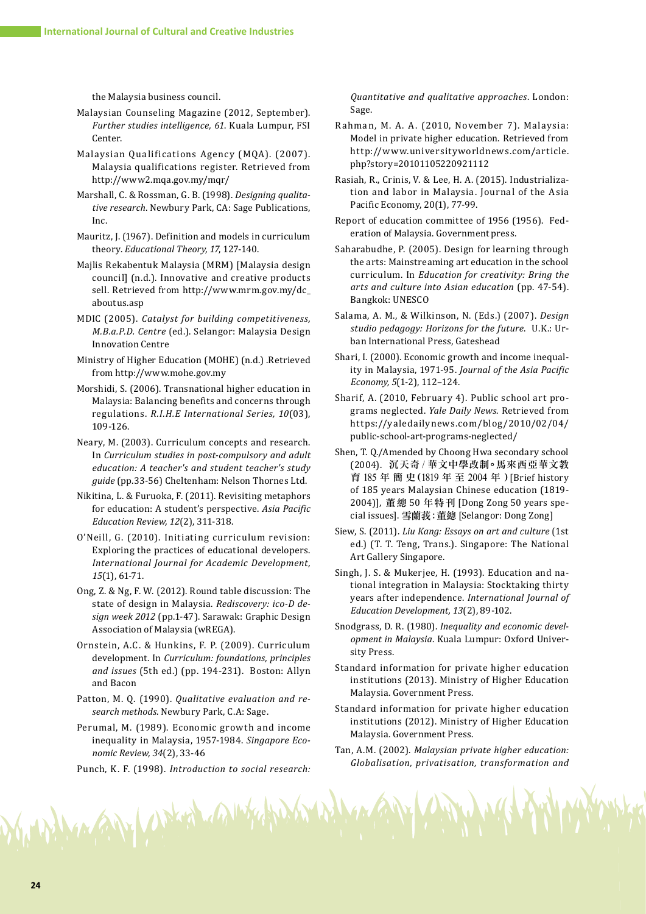the Malaysia business council.

Malaysian Counseling Magazine (2012, September). *Further studies intelligence, 61*. Kuala Lumpur, FSI Center.

Malaysian Qualifications Agency (MQA). (2007). Malaysia qualifications register. Retrieved from http://www2.mqa.gov.my/mqr/

Marshall, C. & Rossman, G. B. (1998). *Designing qualitative research*. Newbury Park, CA: Sage Publications, Inc.

Mauritz, J. (1967). Definition and models in curriculum theory. *Educational Theory, 17*, 127-140.

Majlis Rekabentuk Malaysia (MRM) [Malaysia design council] (n.d.). Innovative and creative products sell. Retrieved from http://www.mrm.gov.my/dc_aboutus.asp

MDIC (2005). *Catalyst for building competitiveness, M.B.a.P.D. Centre* (ed.). Selangor: Malaysia Design Innovation Centre

Ministry of Higher Education (MOHE) (n.d.) .Retrieved from http://www.mohe.gov.my

Morshidi, S. (2006). Transnational higher education in Malaysia: Balancing benefits and concerns through regulations. *R.I.H.E International Series, 10*(03), 109-126.

Neary, M. (2003). Curriculum concepts and research. In *Curriculum studies in post-compulsory and adult education: A teacher's and student teacher's study guide* (pp.33-56) Cheltenham: Nelson Thornes Ltd.

Nikitina, L. & Furuoka, F. (2011). Revisiting metaphors for education: A student's perspective. *Asia Pacific Education Review, 12*(2), 311-318.

O'Neill, G. (2010). Initiating curriculum revision: Exploring the practices of educational developers. *International Journal for Academic Development, 15*(1), 61-71.

Ong, Z. & Ng, F. W. (2012). Round table discussion: The state of design in Malaysia. *Rediscovery: ico-D design week 2012* (pp.1-47). Sarawak: Graphic Design Association of Malaysia (wREGA).

Ornstein, A.C. & Hunkins, F. P. (2009). Curriculum development. In *Curriculum: foundations, principles and issues* (5th ed.) (pp. 194-231). Boston: Allyn and Bacon

Patton, M. Q. (1990). *Qualitative evaluation and research methods*. Newbury Park, C.A: Sage.

Perumal, M. (1989). Economic growth and income inequality in Malaysia, 1957-1984. *Singapore Economic Review, 34*(2), 33-46

Punch, K. F. (1998). *Introduction to social research: Quantitative and qualitative approaches*. London: Sage.

Rahman, M. A. A. (2010, November 7). Malaysia: Model in private higher education. Retrieved from http://www.universityworldnews.com/article.php?story=20101105220921112

Rasiah, R., Crinis, V. & Lee, H. A. (2015). Industrialization and labor in Malaysia. Journal of the Asia Pacific Economy, 20(1), 77-99.

Report of education committee of 1956 (1956). Federation of Malaysia. Government press.

Saharabudhe, P. (2005). Design for learning through the arts: Mainstreaming art education in the school curriculum. In *Education for creativity: Bring the arts and culture into Asian education* (pp. 47-54). Bangkok: UNESCO

Salama, A. M., & Wilkinson, N. (Eds.) (2007). *Design studio pedagogy: Horizons for the future*. U.K.: Urban International Press, Gateshead

Shari, I. (2000). Economic growth and income inequality in Malaysia, 1971-95. *Journal of the Asia Pacific Economy, 5*(1-2), 112–124.

Sharif, A. (2010, February 4). Public school art programs neglected. *Yale Daily News*. Retrieved from https://yaledailynews.com/blog/2010/02/04/public-school-art-programs-neglected/

Shen, T. Q./Amended by Choong Hwa secondary school (2004). 沉天奇 / 華文中學改制。馬來西亞華文教育 185 年簡史 (1819 年至 2004 年) [Brief history of 185 years Malaysian Chinese education (1819-2004)], 董總 50 年特刊 [Dong Zong 50 years special issues]. 雪蘭莪:董總 [Selangor: Dong Zong]

Siew, S. (2011). *Liu Kang: Essays on art and culture* (1st ed.) (T. T. Teng, Trans.). Singapore: The National Art Gallery Singapore.

Singh, J. S. & Mukerjee, H. (1993). Education and national integration in Malaysia: Stocktaking thirty years after independence. *International Journal of Education Development, 13*(2), 89-102.

Snodgrass, D. R. (1980). *Inequality and economic development in Malaysia*. Kuala Lumpur: Oxford University Press.

Standard information for private higher education institutions (2013). Ministry of Higher Education Malaysia. Government Press.

Standard information for private higher education institutions (2012). Ministry of Higher Education Malaysia. Government Press.

Tan, A.M. (2002). *Malaysian private higher education: Globalisation, privatisation, transformation and*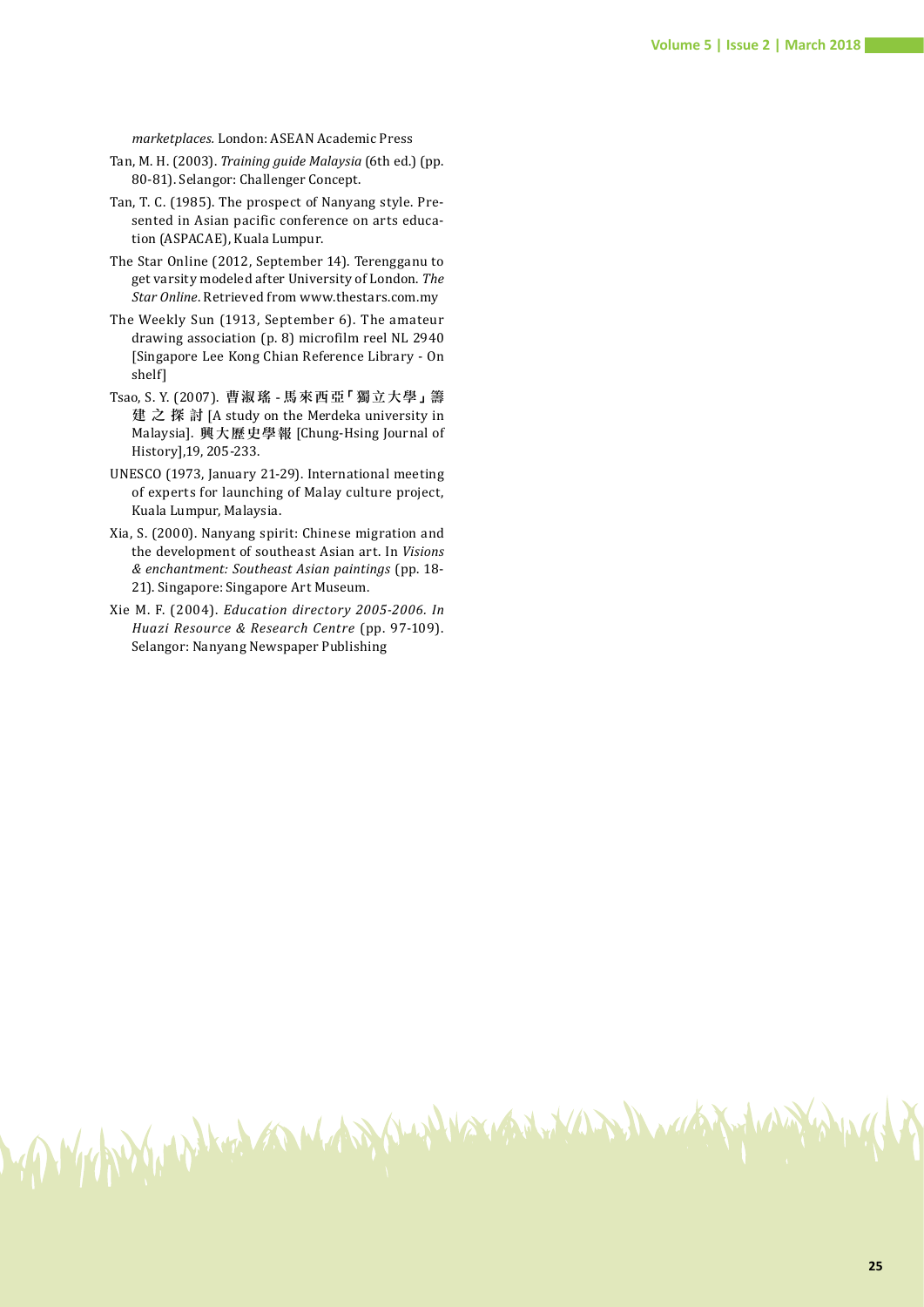*marketplaces*. London: ASEAN Academic Press

Tan, M. H. (2003). *Training guide Malaysia* (6th ed.) (pp. 80-81). Selangor: Challenger Concept.

Tan, T. C. (1985). The prospect of Nanyang style. Presented in Asian pacific conference on arts education (ASPACAE), Kuala Lumpur.

The Star Online (2012, September 14). Terengganu to get varsity modeled after University of London. *The Star Online*. Retrieved from www.thestars.com.my

The Weekly Sun (1913, September 6). The amateur drawing association (p. 8) microfilm reel NL 2940 [Singapore Lee Kong Chian Reference Library - On shelf]

Tsao, S. Y. (2007). 曹淑瑤 - 馬來西亞「獨立大學」籌建之探討 [A study on the Merdeka university in Malaysia]. 興大歷史學報 [Chung-Hsing Journal of History],19, 205-233.

UNESCO (1973, January 21-29). International meeting of experts for launching of Malay culture project, Kuala Lumpur, Malaysia.

Xia, S. (2000). Nanyang spirit: Chinese migration and the development of southeast Asian art. In *Visions & enchantment: Southeast Asian paintings* (pp. 18-21). Singapore: Singapore Art Museum.

Xie M. F. (2004). *Education directory 2005-2006. In Huazi Resource & Research Centre* (pp. 97-109). Selangor: Nanyang Newspaper Publishing